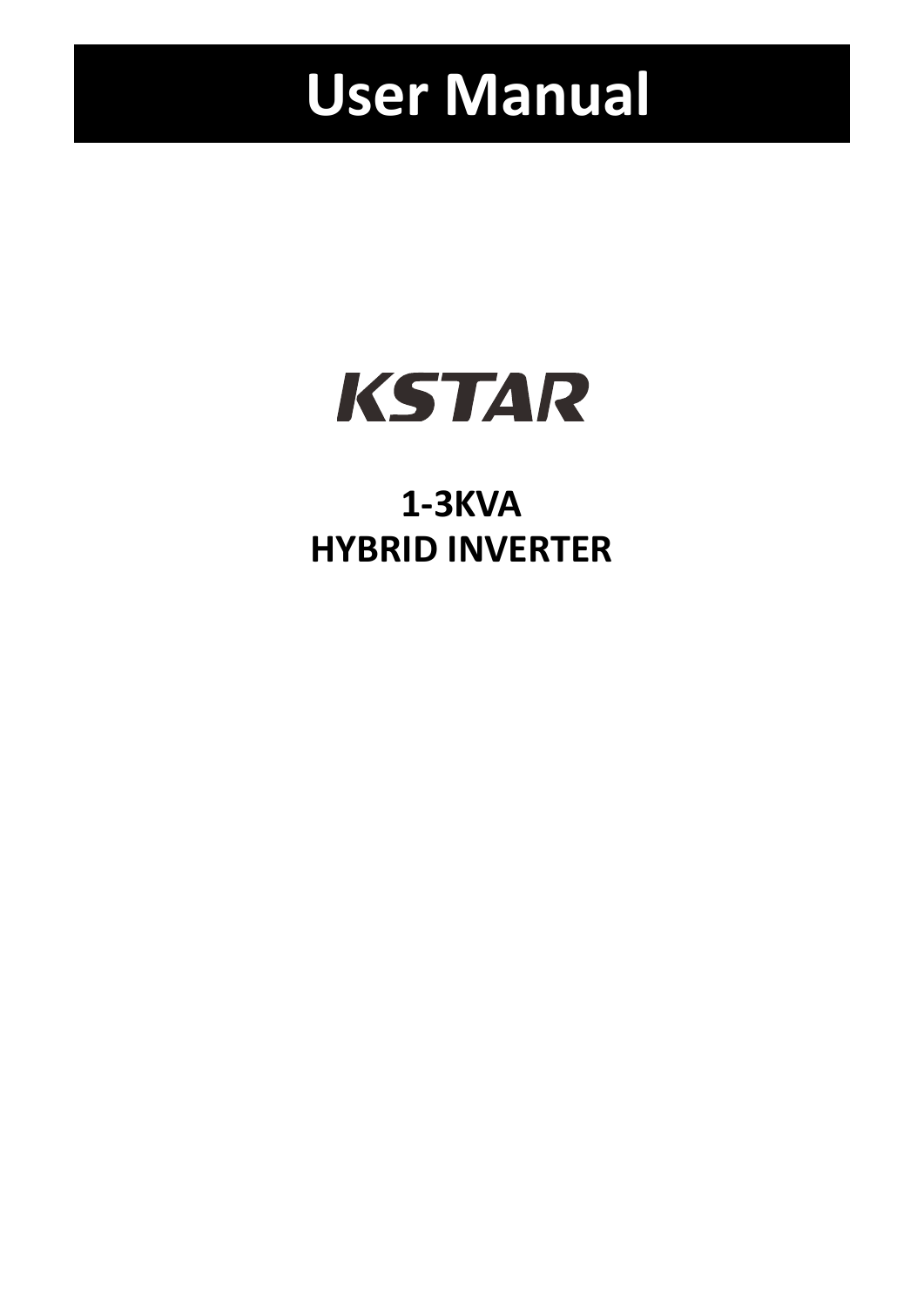# User Manual

KSTAR

**1-3KVA**
**HYBRID INVERTER**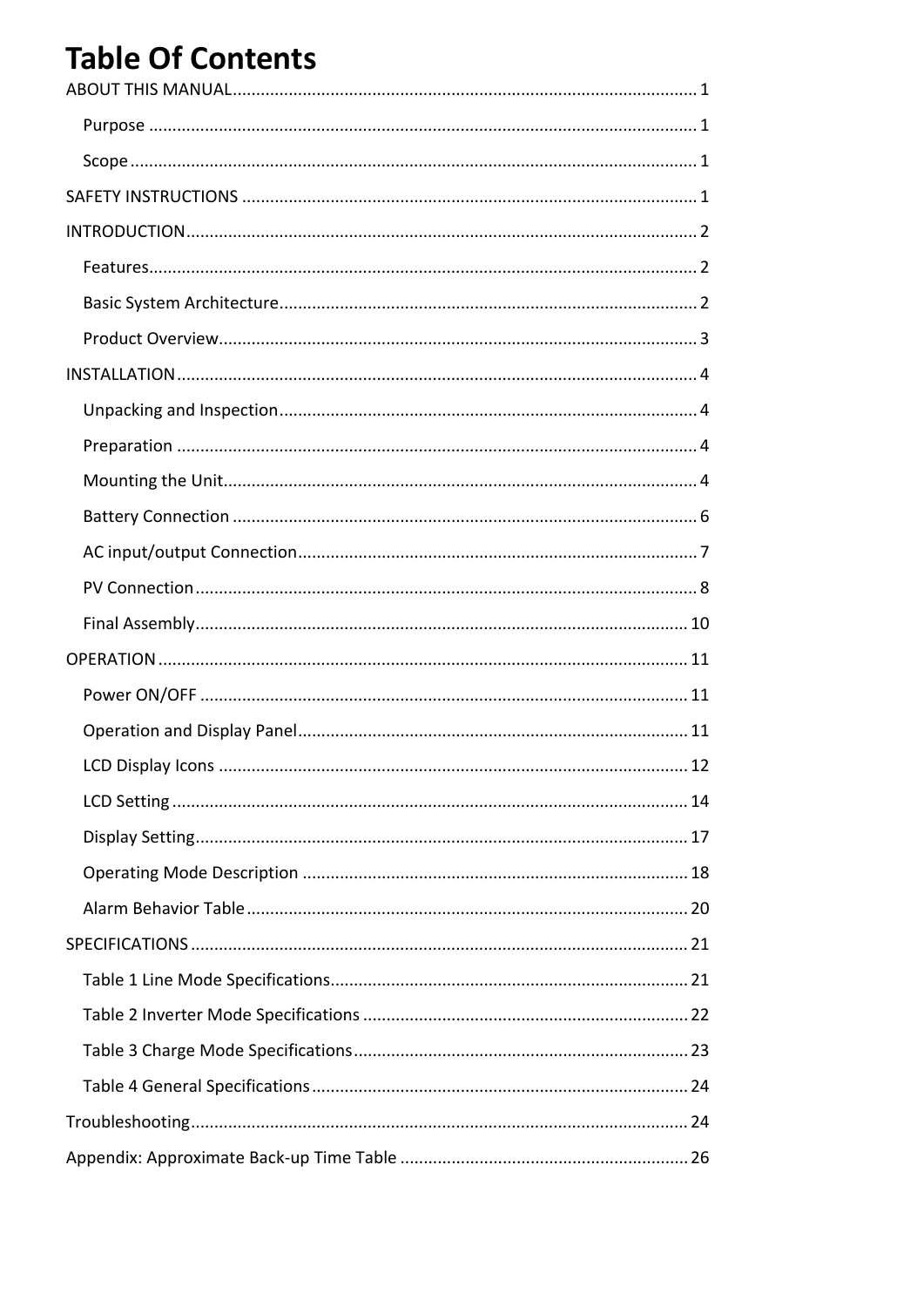# Table Of Contents

ABOUT THIS MANUAL .......... 1

- Purpose .......... 1
- Scope .......... 1

SAFETY INSTRUCTIONS .......... 1

INTRODUCTION .......... 2

- Features .......... 2
- Basic System Architecture .......... 2
- Product Overview .......... 3

INSTALLATION .......... 4

- Unpacking and Inspection .......... 4
- Preparation .......... 4
- Mounting the Unit .......... 4
- Battery Connection .......... 6
- AC input/output Connection .......... 7
- PV Connection .......... 8
- Final Assembly .......... 10

OPERATION .......... 11

- Power ON/OFF .......... 11
- Operation and Display Panel .......... 11
- LCD Display Icons .......... 12
- LCD Setting .......... 14
- Display Setting .......... 17
- Operating Mode Description .......... 18
- Alarm Behavior Table .......... 20

SPECIFICATIONS .......... 21

- Table 1 Line Mode Specifications .......... 21
- Table 2 Inverter Mode Specifications .......... 22
- Table 3 Charge Mode Specifications .......... 23
- Table 4 General Specifications .......... 24

Troubleshooting .......... 24

Appendix: Approximate Back-up Time Table .......... 26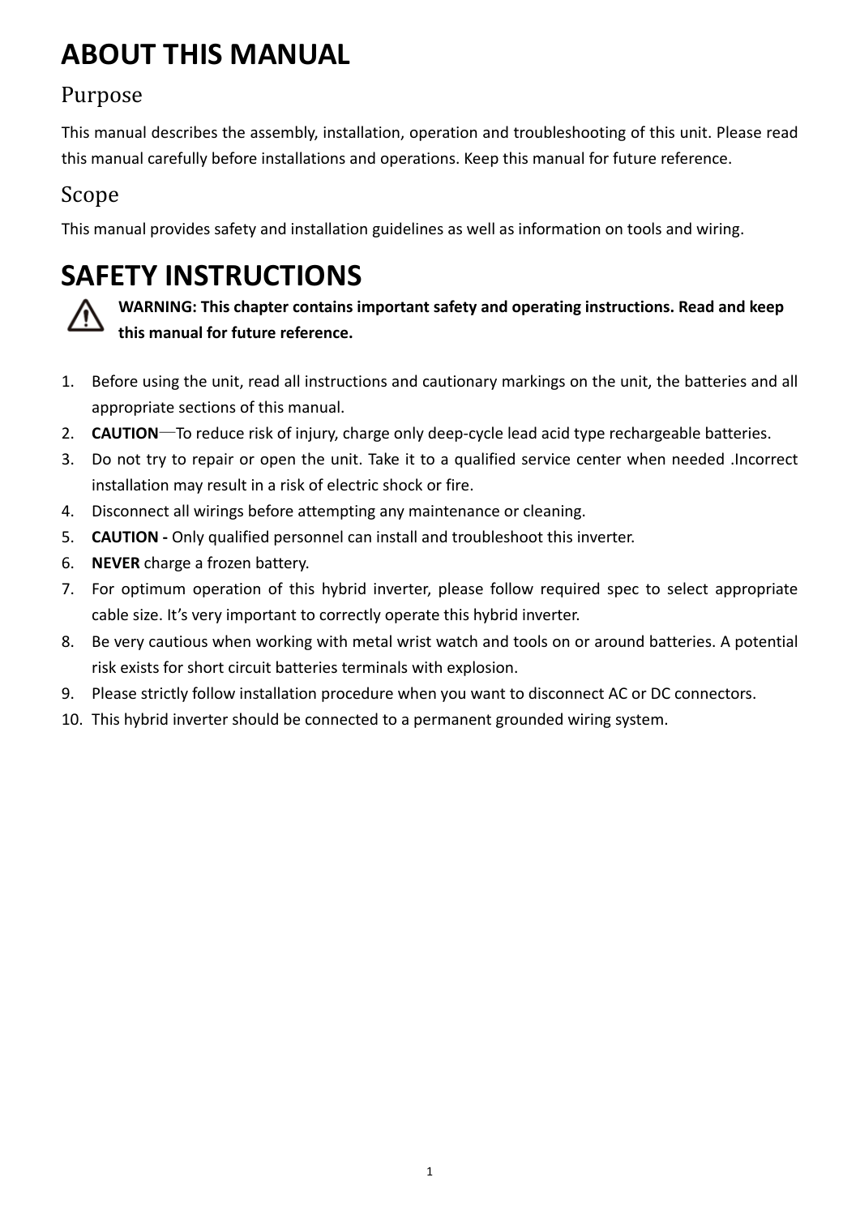# ABOUT THIS MANUAL

## Purpose

This manual describes the assembly, installation, operation and troubleshooting of this unit. Please read this manual carefully before installations and operations. Keep this manual for future reference.

## Scope

This manual provides safety and installation guidelines as well as information on tools and wiring.

# SAFETY INSTRUCTIONS

**WARNING: This chapter contains important safety and operating instructions. Read and keep this manual for future reference.**

1. Before using the unit, read all instructions and cautionary markings on the unit, the batteries and all appropriate sections of this manual.
2. **CAUTION**—To reduce risk of injury, charge only deep-cycle lead acid type rechargeable batteries.
3. Do not try to repair or open the unit. Take it to a qualified service center when needed .Incorrect installation may result in a risk of electric shock or fire.
4. Disconnect all wirings before attempting any maintenance or cleaning.
5. **CAUTION -** Only qualified personnel can install and troubleshoot this inverter.
6. **NEVER** charge a frozen battery.
7. For optimum operation of this hybrid inverter, please follow required spec to select appropriate cable size. It's very important to correctly operate this hybrid inverter.
8. Be very cautious when working with metal wrist watch and tools on or around batteries. A potential risk exists for short circuit batteries terminals with explosion.
9. Please strictly follow installation procedure when you want to disconnect AC or DC connectors.
10. This hybrid inverter should be connected to a permanent grounded wiring system.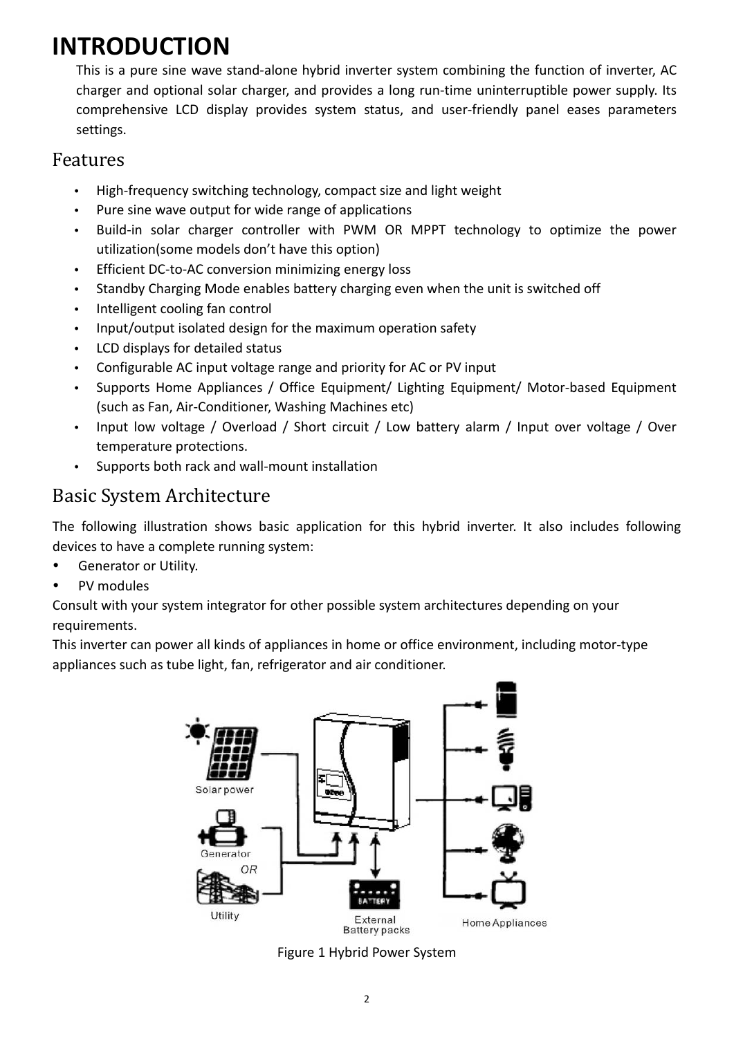# INTRODUCTION

This is a pure sine wave stand-alone hybrid inverter system combining the function of inverter, AC charger and optional solar charger, and provides a long run-time uninterruptible power supply. Its comprehensive LCD display provides system status, and user-friendly panel eases parameters settings.

## Features

- High-frequency switching technology, compact size and light weight
- Pure sine wave output for wide range of applications
- Build-in solar charger controller with PWM OR MPPT technology to optimize the power utilization(some models don't have this option)
- Efficient DC-to-AC conversion minimizing energy loss
- Standby Charging Mode enables battery charging even when the unit is switched off
- Intelligent cooling fan control
- Input/output isolated design for the maximum operation safety
- LCD displays for detailed status
- Configurable AC input voltage range and priority for AC or PV input
- Supports Home Appliances / Office Equipment/ Lighting Equipment/ Motor-based Equipment (such as Fan, Air-Conditioner, Washing Machines etc)
- Input low voltage / Overload / Short circuit / Low battery alarm / Input over voltage / Over temperature protections.
- Supports both rack and wall-mount installation

## Basic System Architecture

The following illustration shows basic application for this hybrid inverter. It also includes following devices to have a complete running system:

- Generator or Utility.
- PV modules

Consult with your system integrator for other possible system architectures depending on your requirements.

This inverter can power all kinds of appliances in home or office environment, including motor-type appliances such as tube light, fan, refrigerator and air conditioner.

Figure 1 Hybrid Power System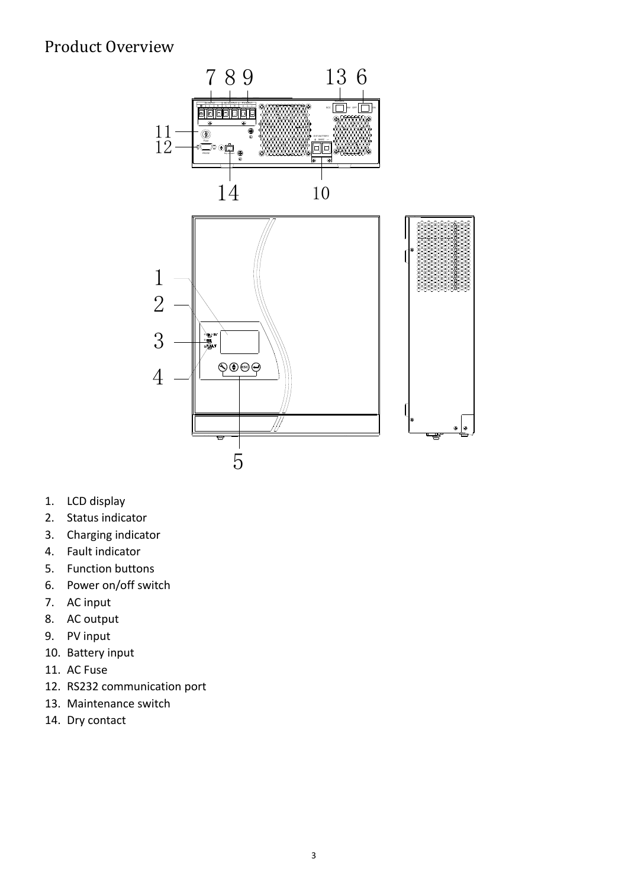## Product Overview

1. LCD display
2. Status indicator
3. Charging indicator
4. Fault indicator
5. Function buttons
6. Power on/off switch
7. AC input
8. AC output
9. PV input
10. Battery input
11. AC Fuse
12. RS232 communication port
13. Maintenance switch
14. Dry contact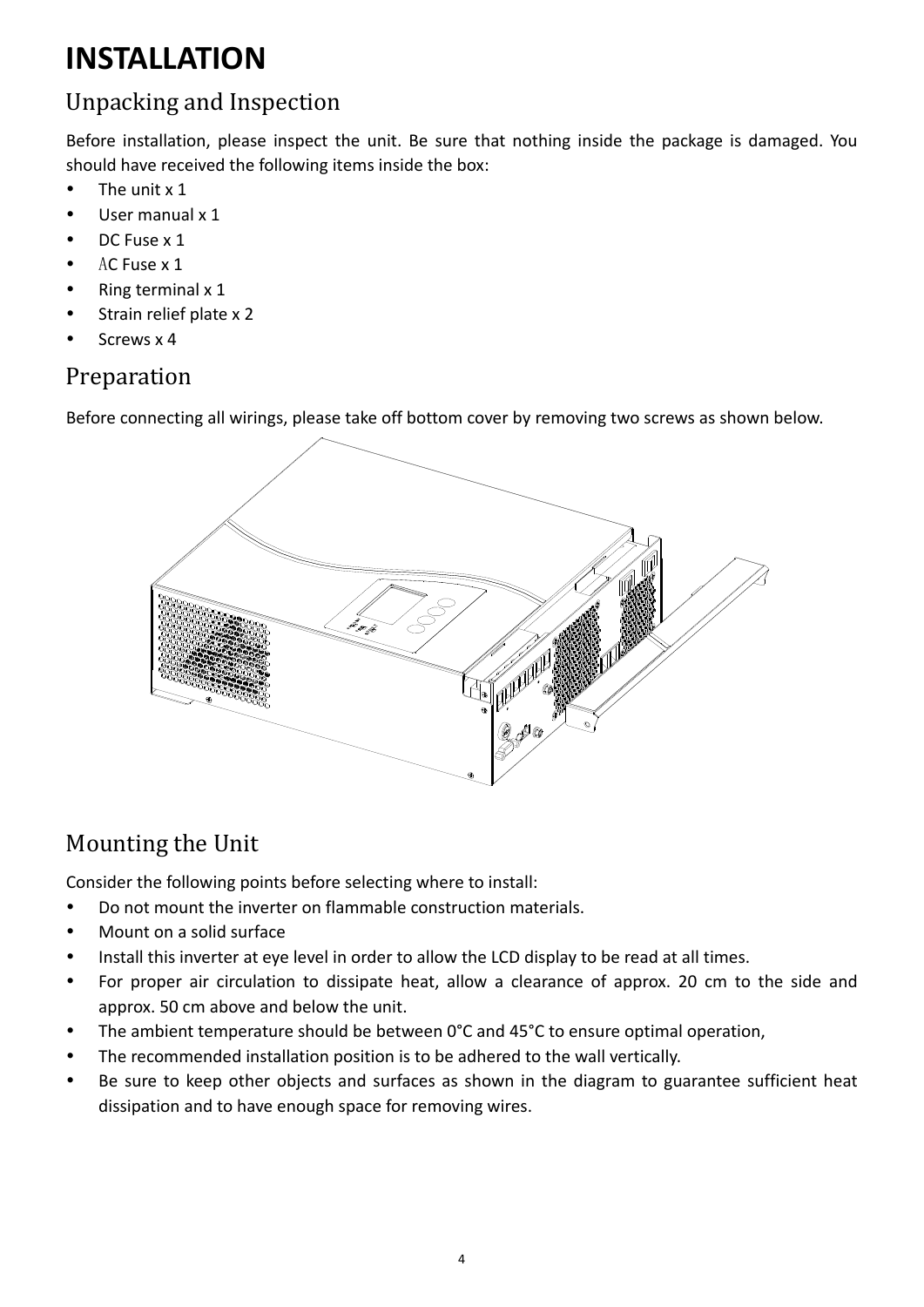# INSTALLATION

## Unpacking and Inspection

Before installation, please inspect the unit. Be sure that nothing inside the package is damaged. You should have received the following items inside the box:

- The unit x 1
- User manual x 1
- DC Fuse x 1
- AC Fuse x 1
- Ring terminal x 1
- Strain relief plate x 2
- Screws x 4

## Preparation

Before connecting all wirings, please take off bottom cover by removing two screws as shown below.

## Mounting the Unit

Consider the following points before selecting where to install:

- Do not mount the inverter on flammable construction materials.
- Mount on a solid surface
- Install this inverter at eye level in order to allow the LCD display to be read at all times.
- For proper air circulation to dissipate heat, allow a clearance of approx. 20 cm to the side and approx. 50 cm above and below the unit.
- The ambient temperature should be between 0°C and 45°C to ensure optimal operation,
- The recommended installation position is to be adhered to the wall vertically.
- Be sure to keep other objects and surfaces as shown in the diagram to guarantee sufficient heat dissipation and to have enough space for removing wires.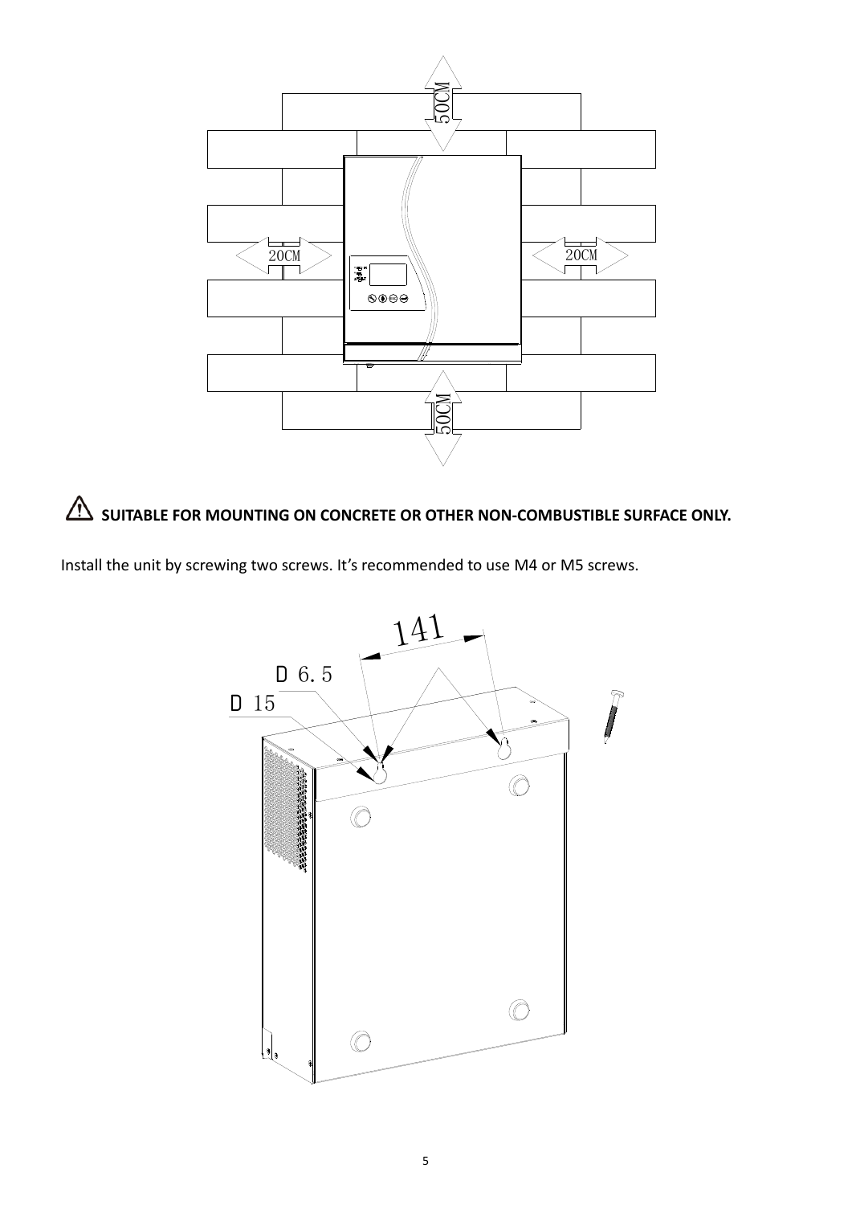⚠ **SUITABLE FOR MOUNTING ON CONCRETE OR OTHER NON-COMBUSTIBLE SURFACE ONLY.**

Install the unit by screwing two screws. It's recommended to use M4 or M5 screws.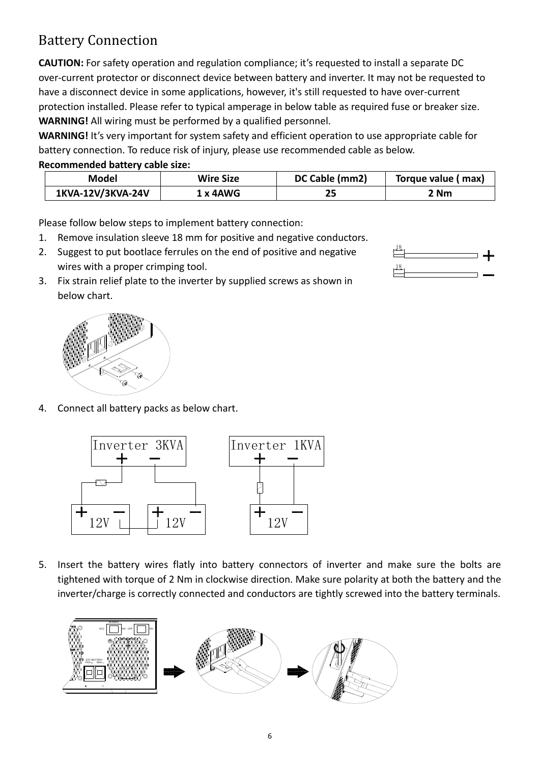# Battery Connection

**CAUTION:** For safety operation and regulation compliance; it's requested to install a separate DC over-current protector or disconnect device between battery and inverter. It may not be requested to have a disconnect device in some applications, however, it's still requested to have over-current protection installed. Please refer to typical amperage in below table as required fuse or breaker size.

**WARNING!** All wiring must be performed by a qualified personnel.

**WARNING!** It's very important for system safety and efficient operation to use appropriate cable for battery connection. To reduce risk of injury, please use recommended cable as below.

**Recommended battery cable size:**

| Model | Wire Size | DC Cable (mm2) | Torque value ( max) |
|---|---|---|---|
| 1KVA-12V/3KVA-24V | 1 x 4AWG | 25 | 2 Nm |

Please follow below steps to implement battery connection:

1. Remove insulation sleeve 18 mm for positive and negative conductors.
2. Suggest to put bootlace ferrules on the end of positive and negative wires with a proper crimping tool.
3. Fix strain relief plate to the inverter by supplied screws as shown in below chart.
4. Connect all battery packs as below chart.
5. Insert the battery wires flatly into battery connectors of inverter and make sure the bolts are tightened with torque of 2 Nm in clockwise direction. Make sure polarity at both the battery and the inverter/charge is correctly connected and conductors are tightly screwed into the battery terminals.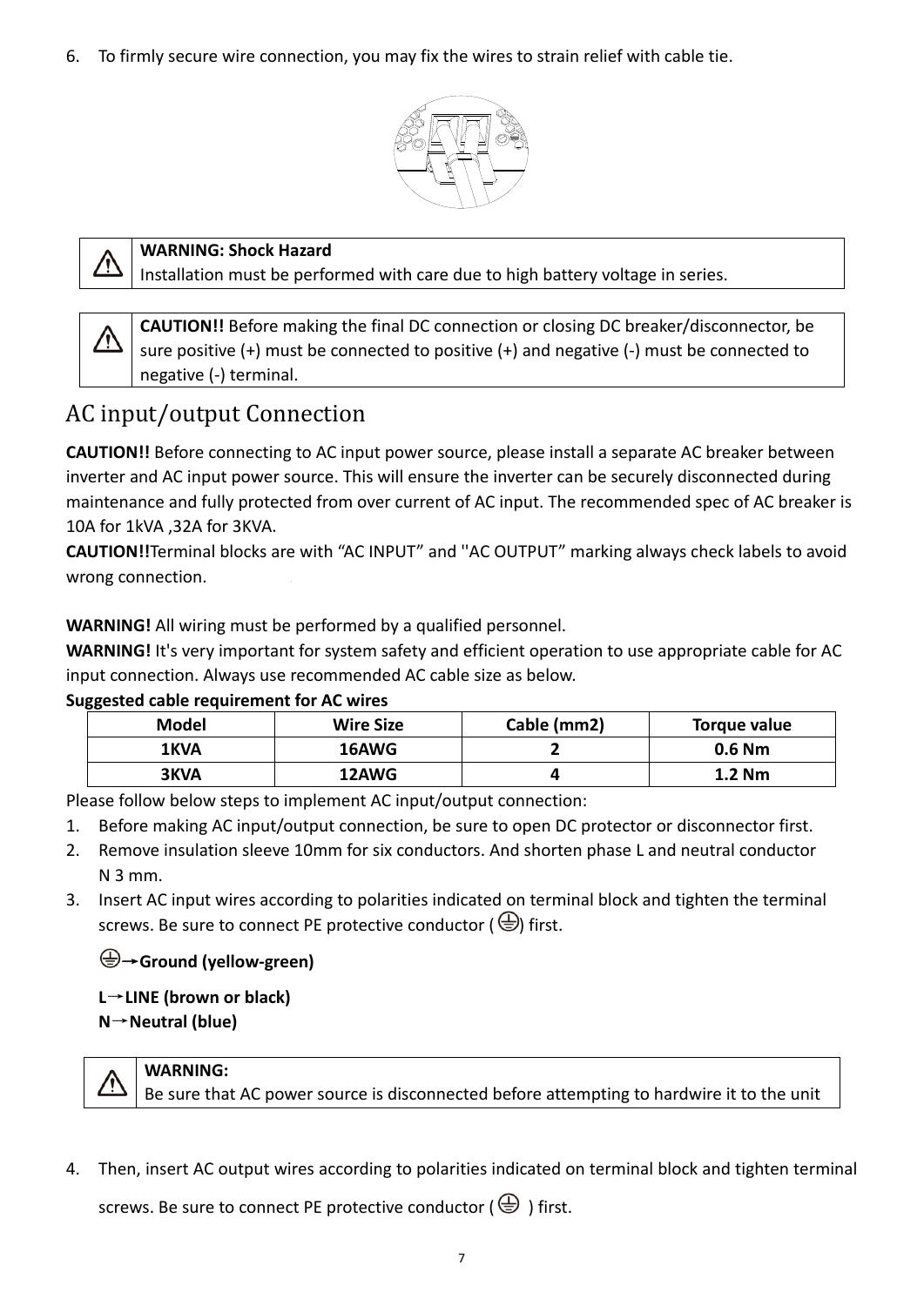6. To firmly secure wire connection, you may fix the wires to strain relief with cable tie.

| ⚠ | **WARNING: Shock Hazard**<br>Installation must be performed with care due to high battery voltage in series. |
|---|---|

| ⚠ | **CAUTION!!** Before making the final DC connection or closing DC breaker/disconnector, be sure positive (+) must be connected to positive (+) and negative (-) must be connected to negative (-) terminal. |
|---|---|

## AC input/output Connection

**CAUTION!!** Before connecting to AC input power source, please install a separate AC breaker between inverter and AC input power source. This will ensure the inverter can be securely disconnected during maintenance and fully protected from over current of AC input. The recommended spec of AC breaker is 10A for 1kVA ,32A for 3KVA.

**CAUTION!!**Terminal blocks are with "AC INPUT" and ''AC OUTPUT" marking always check labels to avoid wrong connection.

**WARNING!** All wiring must be performed by a qualified personnel.

**WARNING!** It's very important for system safety and efficient operation to use appropriate cable for AC input connection. Always use recommended AC cable size as below.

**Suggested cable requirement for AC wires**

| Model | Wire Size | Cable (mm2) | Torque value |
|---|---|---|---|
| 1KVA | 16AWG | 2 | 0.6 Nm |
| 3KVA | 12AWG | 4 | 1.2 Nm |

Please follow below steps to implement AC input/output connection:

1. Before making AC input/output connection, be sure to open DC protector or disconnector first.
2. Remove insulation sleeve 10mm for six conductors. And shorten phase L and neutral conductor N 3 mm.
3. Insert AC input wires according to polarities indicated on terminal block and tighten the terminal screws. Be sure to connect PE protective conductor (⏚) first.

   ⏚→**Ground (yellow-green)**

   **L→LINE (brown or black)**
   **N→Neutral (blue)**

| ⚠ | **WARNING:**<br>Be sure that AC power source is disconnected before attempting to hardwire it to the unit |
|---|---|

4. Then, insert AC output wires according to polarities indicated on terminal block and tighten terminal screws. Be sure to connect PE protective conductor (⏚) first.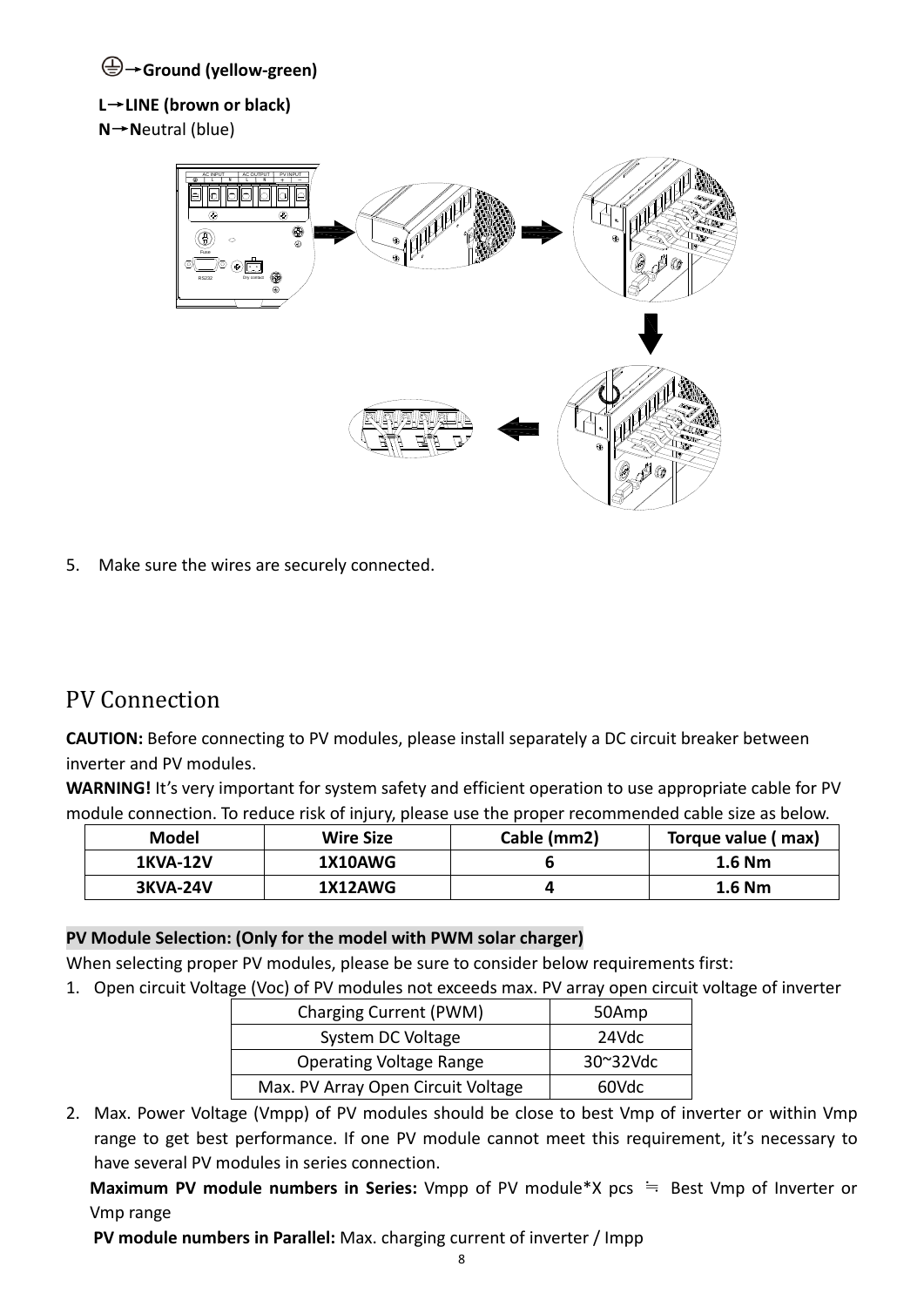⏚→**Ground (yellow-green)**

**L→LINE (brown or black)**

**N→N**eutral (blue)

5. Make sure the wires are securely connected.

# PV Connection

**CAUTION:** Before connecting to PV modules, please install separately a DC circuit breaker between inverter and PV modules.

**WARNING!** It's very important for system safety and efficient operation to use appropriate cable for PV module connection. To reduce risk of injury, please use the proper recommended cable size as below.

| Model | Wire Size | Cable (mm2) | Torque value ( max) |
|---|---|---|---|
| 1KVA-12V | 1X10AWG | 6 | 1.6 Nm |
| 3KVA-24V | 1X12AWG | 4 | 1.6 Nm |

**PV Module Selection: (Only for the model with PWM solar charger)**

When selecting proper PV modules, please be sure to consider below requirements first:

1. Open circuit Voltage (Voc) of PV modules not exceeds max. PV array open circuit voltage of inverter

| Charging Current (PWM) | 50Amp |
|---|---|
| System DC Voltage | 24Vdc |
| Operating Voltage Range | 30~32Vdc |
| Max. PV Array Open Circuit Voltage | 60Vdc |

2. Max. Power Voltage (Vmpp) of PV modules should be close to best Vmp of inverter or within Vmp range to get best performance. If one PV module cannot meet this requirement, it's necessary to have several PV modules in series connection.

   **Maximum PV module numbers in Series:** Vmpp of PV module*X pcs ≒ Best Vmp of Inverter or Vmp range

   **PV module numbers in Parallel:** Max. charging current of inverter / Impp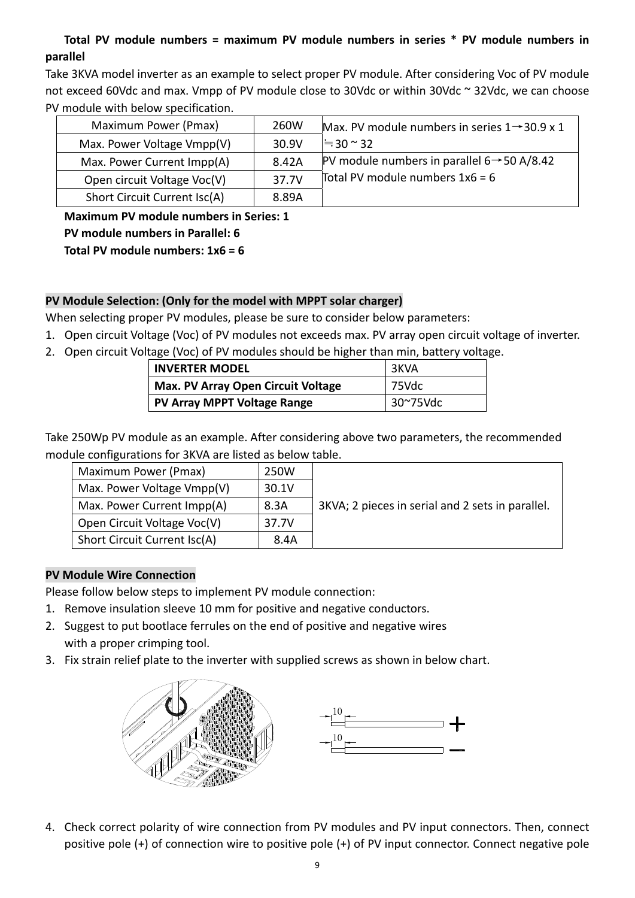**Total PV module numbers = maximum PV module numbers in series * PV module numbers in parallel**

Take 3KVA model inverter as an example to select proper PV module. After considering Voc of PV module not exceed 60Vdc and max. Vmpp of PV module close to 30Vdc or within 30Vdc ~ 32Vdc, we can choose PV module with below specification.

| Maximum Power (Pmax) | 260W | Max. PV module numbers in series 1→30.9 x 1 ≒30 ~ 32 |
|---|---|---|
| Max. Power Voltage Vmpp(V) | 30.9V | |
| Max. Power Current Impp(A) | 8.42A | PV module numbers in parallel 6→50 A/8.42 Total PV module numbers 1x6 = 6 |
| Open circuit Voltage Voc(V) | 37.7V | |
| Short Circuit Current Isc(A) | 8.89A | |

**Maximum PV module numbers in Series: 1**
**PV module numbers in Parallel: 6**
**Total PV module numbers: 1x6 = 6**

## PV Module Selection: (Only for the model with MPPT solar charger)

When selecting proper PV modules, please be sure to consider below parameters:

1. Open circuit Voltage (Voc) of PV modules not exceeds max. PV array open circuit voltage of inverter.
2. Open circuit Voltage (Voc) of PV modules should be higher than min, battery voltage.

| **INVERTER MODEL** | 3KVA |
|---|---|
| **Max. PV Array Open Circuit Voltage** | 75Vdc |
| **PV Array MPPT Voltage Range** | 30~75Vdc |

Take 250Wp PV module as an example. After considering above two parameters, the recommended module configurations for 3KVA are listed as below table.

| Maximum Power (Pmax) | 250W | 3KVA; 2 pieces in serial and 2 sets in parallel. |
|---|---|---|
| Max. Power Voltage Vmpp(V) | 30.1V | |
| Max. Power Current Impp(A) | 8.3A | |
| Open Circuit Voltage Voc(V) | 37.7V | |
| Short Circuit Current Isc(A) | 8.4A | |

## PV Module Wire Connection

Please follow below steps to implement PV module connection:

1. Remove insulation sleeve 10 mm for positive and negative conductors.
2. Suggest to put bootlace ferrules on the end of positive and negative wires with a proper crimping tool.
3. Fix strain relief plate to the inverter with supplied screws as shown in below chart.

10 +
10 −

4. Check correct polarity of wire connection from PV modules and PV input connectors. Then, connect positive pole (+) of connection wire to positive pole (+) of PV input connector. Connect negative pole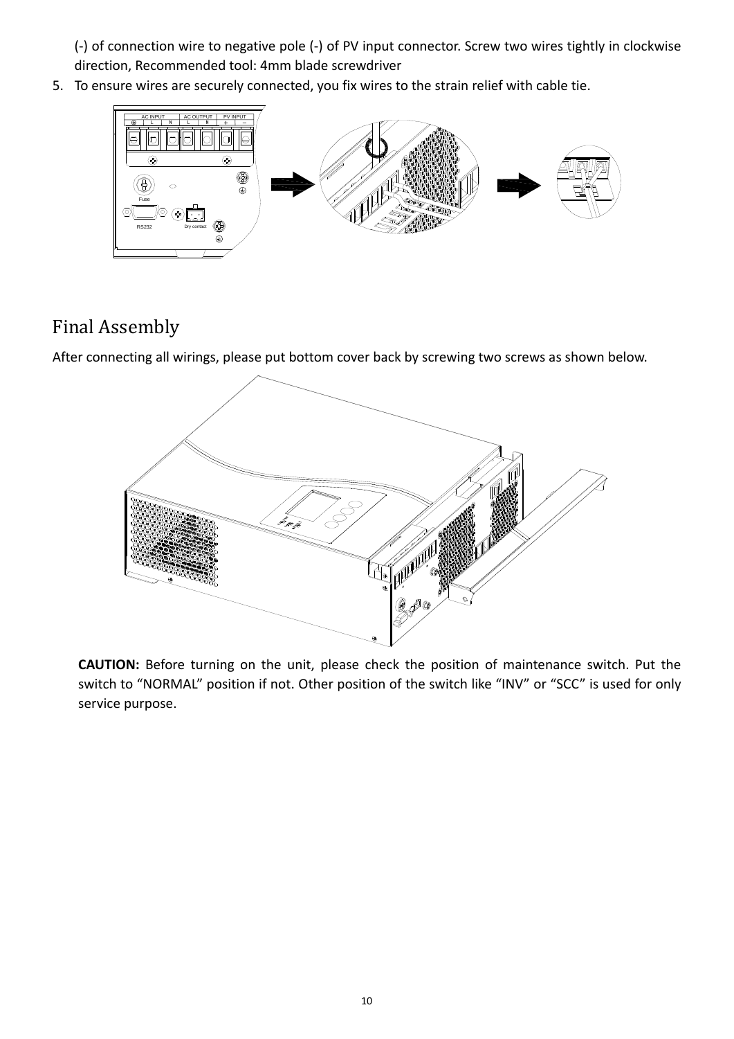(-) of connection wire to negative pole (-) of PV input connector. Screw two wires tightly in clockwise direction, Recommended tool: 4mm blade screwdriver

5. To ensure wires are securely connected, you fix wires to the strain relief with cable tie.

## Final Assembly

After connecting all wirings, please put bottom cover back by screwing two screws as shown below.

**CAUTION:** Before turning on the unit, please check the position of maintenance switch. Put the switch to "NORMAL" position if not. Other position of the switch like "INV" or "SCC" is used for only service purpose.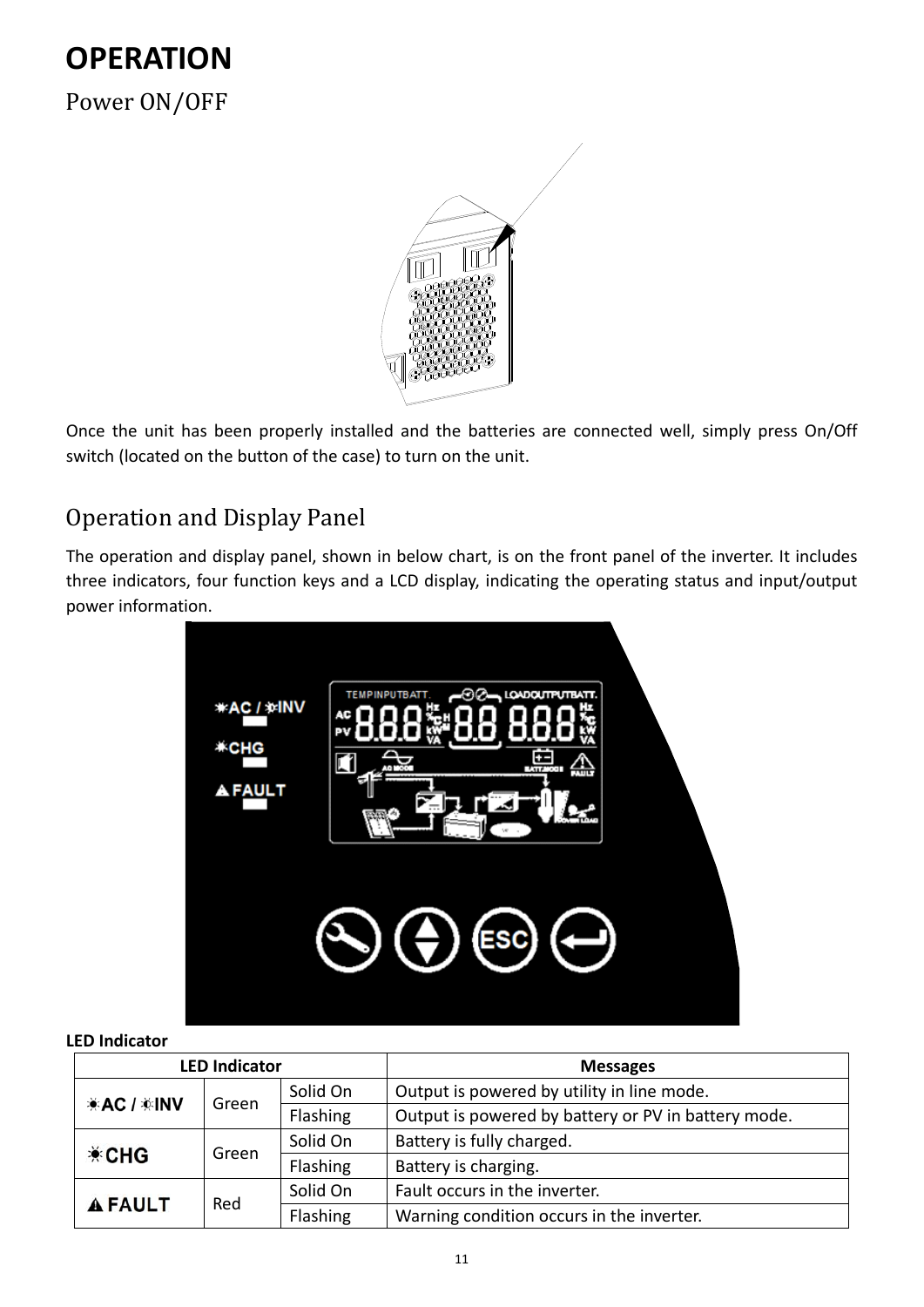# OPERATION

## Power ON/OFF

Once the unit has been properly installed and the batteries are connected well, simply press On/Off switch (located on the button of the case) to turn on the unit.

## Operation and Display Panel

The operation and display panel, shown in below chart, is on the front panel of the inverter. It includes three indicators, four function keys and a LCD display, indicating the operating status and input/output power information.

**LED Indicator**

| LED Indicator | | | Messages |
|---|---|---|---|
| AC / INV | Green | Solid On | Output is powered by utility in line mode. |
| | | Flashing | Output is powered by battery or PV in battery mode. |
| CHG | Green | Solid On | Battery is fully charged. |
| | | Flashing | Battery is charging. |
| FAULT | Red | Solid On | Fault occurs in the inverter. |
| | | Flashing | Warning condition occurs in the inverter. |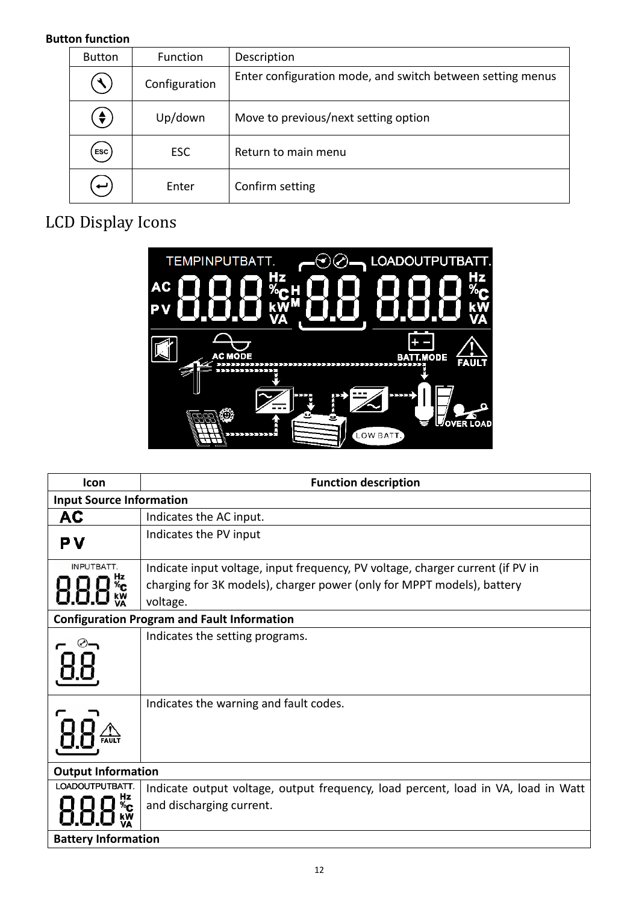**Button function**

| Button | Function | Description |
|---|---|---|
| | Configuration | Enter configuration mode, and switch between setting menus |
| | Up/down | Move to previous/next setting option |
| ESC | ESC | Return to main menu |
| | Enter | Confirm setting |

# LCD Display Icons

| Icon | Function description |
|---|---|
| **Input Source Information** | |
| AC | Indicates the AC input. |
| PV | Indicates the PV input |
| INPUTBATT. 8.8.8 Hz % C kW VA | Indicate input voltage, input frequency, PV voltage, charger current (if PV in charging for 3K models), charger power (only for MPPT models), battery voltage. |
| **Configuration Program and Fault Information** | |
| 8.8 | Indicates the setting programs. |
| 8.8 FAULT | Indicates the warning and fault codes. |
| **Output Information** | |
| LOADOUTPUTBATT. 8.8.8 Hz % C kW VA | Indicate output voltage, output frequency, load percent, load in VA, load in Watt and discharging current. |
| **Battery Information** | |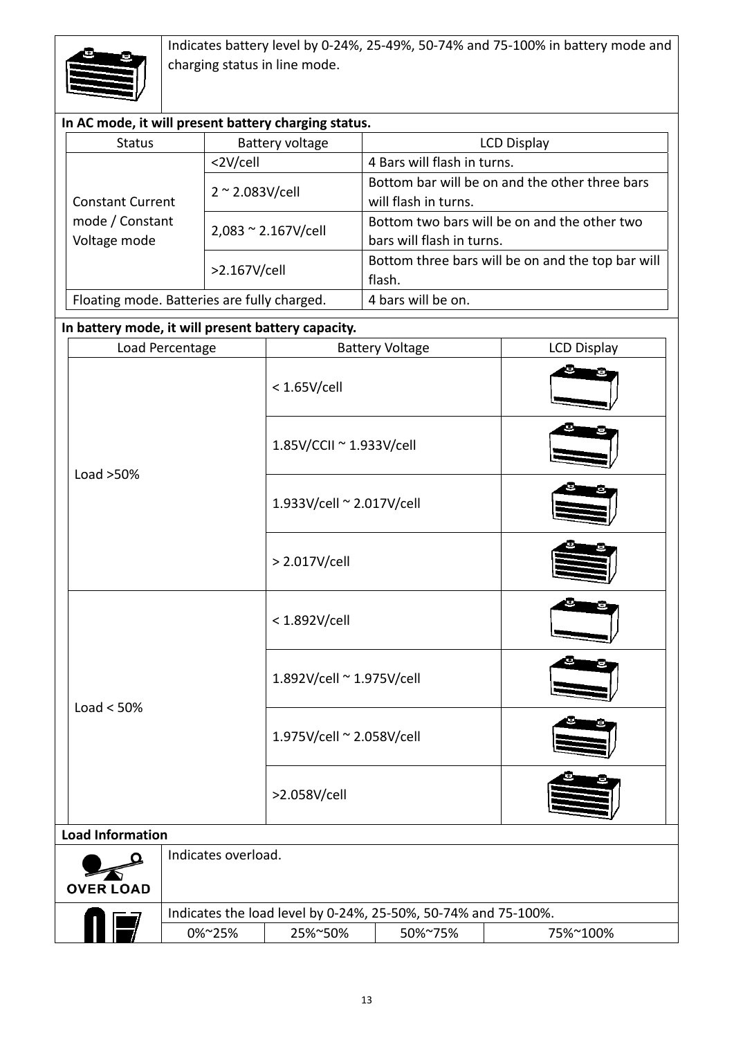| | Indicates battery level by 0-24%, 25-49%, 50-74% and 75-100% in battery mode and charging status in line mode. |
|---|---|

**In AC mode, it will present battery charging status.**

| Status | Battery voltage | LCD Display |
|---|---|---|
| Constant Current mode / Constant Voltage mode | <2V/cell | 4 Bars will flash in turns. |
| | 2 ~ 2.083V/cell | Bottom bar will be on and the other three bars will flash in turns. |
| | 2,083 ~ 2.167V/cell | Bottom two bars will be on and the other two bars will flash in turns. |
| | >2.167V/cell | Bottom three bars will be on and the top bar will flash. |
| Floating mode. Batteries are fully charged. | | 4 bars will be on. |

**In battery mode, it will present battery capacity.**

| Load Percentage | Battery Voltage | LCD Display |
|---|---|---|
| Load >50% | < 1.65V/cell | |
| | 1.85V/CCII ~ 1.933V/cell | |
| | 1.933V/cell ~ 2.017V/cell | |
| | > 2.017V/cell | |
| Load < 50% | < 1.892V/cell | |
| | 1.892V/cell ~ 1.975V/cell | |
| | 1.975V/cell ~ 2.058V/cell | |
| | >2.058V/cell | |

**Load Information**

| OVER LOAD | Indicates overload. | | | |
|---|---|---|---|---|
| | Indicates the load level by 0-24%, 25-50%, 50-74% and 75-100%. | | | |
| | 0%~25% | 25%~50% | 50%~75% | 75%~100% |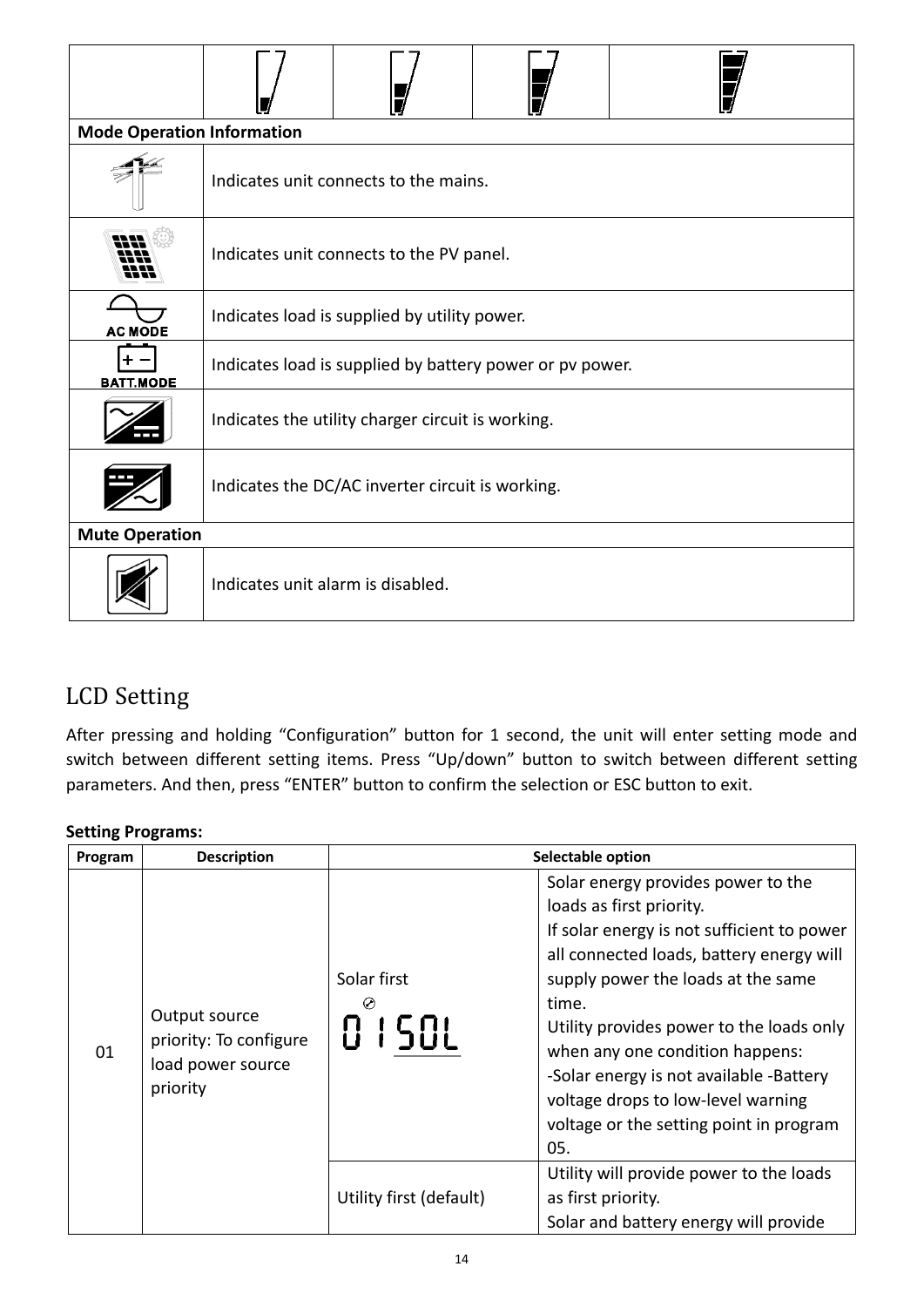| | | | | |
|---|---|---|---|---|
| | | | | |
| **Mode Operation Information** | | | | |
| | Indicates unit connects to the mains. | | | |
| | Indicates unit connects to the PV panel. | | | |
| AC MODE | Indicates load is supplied by utility power. | | | |
| BATT.MODE | Indicates load is supplied by battery power or pv power. | | | |
| | Indicates the utility charger circuit is working. | | | |
| | Indicates the DC/AC inverter circuit is working. | | | |
| **Mute Operation** | | | | |
| | Indicates unit alarm is disabled. | | | |

## LCD Setting

After pressing and holding “Configuration” button for 1 second, the unit will enter setting mode and switch between different setting items. Press “Up/down” button to switch between different setting parameters. And then, press “ENTER” button to confirm the selection or ESC button to exit.

**Setting Programs:**

| Program | Description | Selectable option | |
|---|---|---|---|
| 01 | Output source priority: To configure load power source priority | Solar first<br>01 SOL | Solar energy provides power to the loads as first priority.<br>If solar energy is not sufficient to power all connected loads, battery energy will supply power the loads at the same time.<br>Utility provides power to the loads only when any one condition happens:<br>-Solar energy is not available -Battery voltage drops to low-level warning voltage or the setting point in program 05. |
| | | Utility first (default) | Utility will provide power to the loads as first priority.<br>Solar and battery energy will provide |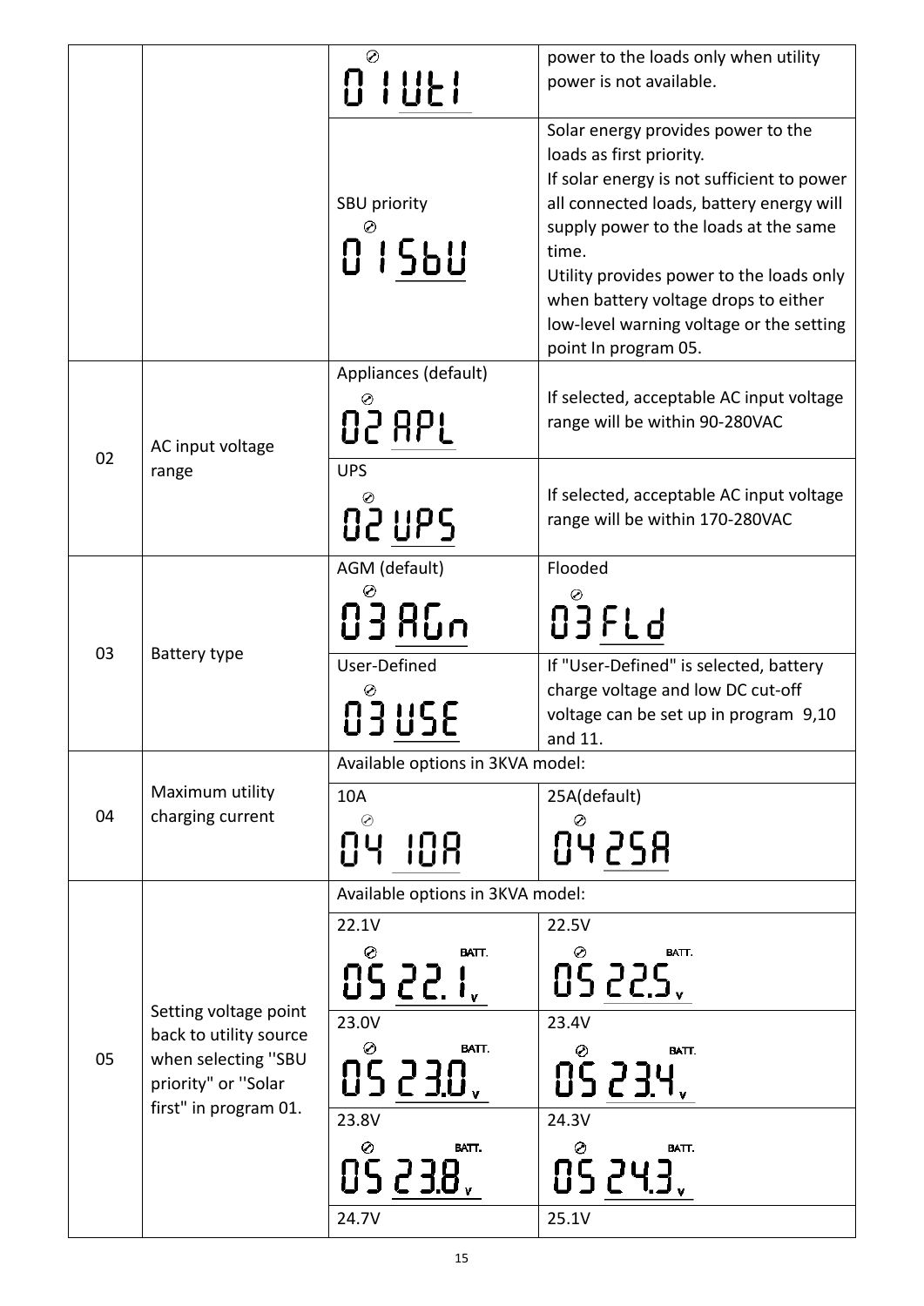| | | | |
|---|---|---|---|
| | | 01 UtI | power to the loads only when utility power is not available. |
| | | SBU priority<br>01 SbU | Solar energy provides power to the loads as first priority.<br>If solar energy is not sufficient to power all connected loads, battery energy will supply power to the loads at the same time.<br>Utility provides power to the loads only when battery voltage drops to either low-level warning voltage or the setting point In program 05. |
| 02 | AC input voltage range | Appliances (default)<br>02 APL | If selected, acceptable AC input voltage range will be within 90-280VAC |
| | | UPS<br>02 UPS | If selected, acceptable AC input voltage range will be within 170-280VAC |
| 03 | Battery type | AGM (default)<br>03 AGn | Flooded<br>03 FLd |
| | | User-Defined<br>03 USE | If "User-Defined" is selected, battery charge voltage and low DC cut-off voltage can be set up in program 9,10 and 11. |
| 04 | Maximum utility charging current | Available options in 3KVA model: | |
| | | 10A<br>04 10A | 25A(default)<br>04 25A |
| 05 | Setting voltage point back to utility source when selecting "SBU priority" or "Solar first" in program 01. | Available options in 3KVA model: | |
| | | 22.1V<br>05 22.1 V | 22.5V<br>05 22.5 V |
| | | 23.0V<br>05 23.0 V | 23.4V<br>05 23.4 V |
| | | 23.8V<br>05 23.8 V | 24.3V<br>05 24.3 V |
| | | 24.7V | 25.1V |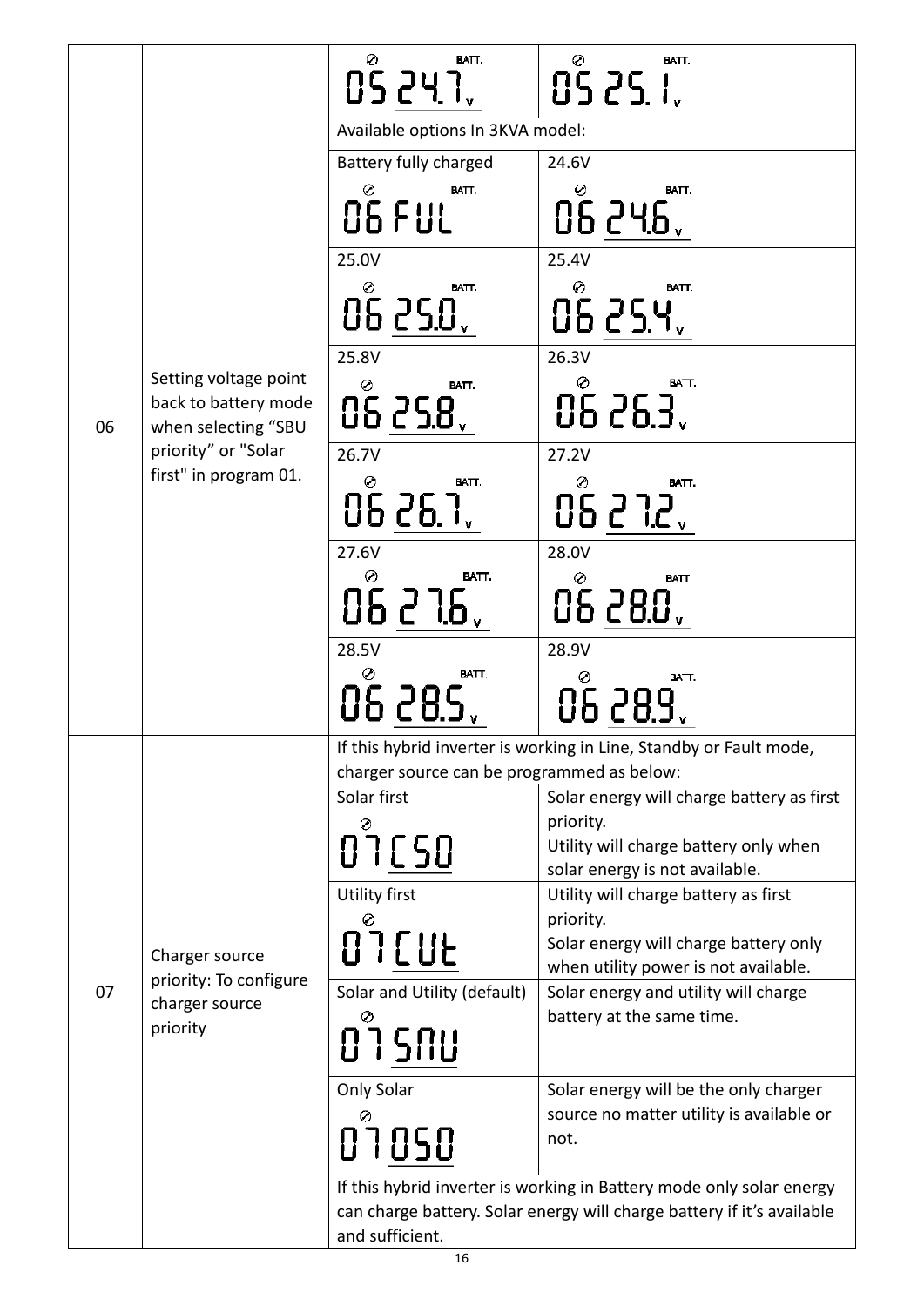| | | | |
|---|---|---|---|
| | | 05 24.7 V | 05 25.1 V |
| 06 | Setting voltage point back to battery mode when selecting "SBU priority" or "Solar first" in program 01. | Available options In 3KVA model: | |
| | | Battery fully charged<br>06 FUL | 24.6V<br>06 24.6 V |
| | | 25.0V<br>06 25.0 V | 25.4V<br>06 25.4 V |
| | | 25.8V<br>06 25.8 V | 26.3V<br>06 26.3 V |
| | | 26.7V<br>06 26.7 V | 27.2V<br>06 27.2 V |
| | | 27.6V<br>06 27.6 V | 28.0V<br>06 28.0 V |
| | | 28.5V<br>06 28.5 V | 28.9V<br>06 28.9 V |
| 07 | Charger source priority: To configure charger source priority | If this hybrid inverter is working in Line, Standby or Fault mode, charger source can be programmed as below: | |
| | | Solar first<br>07 CSO | Solar energy will charge battery as first priority.<br>Utility will charge battery only when solar energy is not available. |
| | | Utility first<br>07 CUt | Utility will charge battery as first priority.<br>Solar energy will charge battery only when utility power is not available. |
| | | Solar and Utility (default)<br>07 SNU | Solar energy and utility will charge battery at the same time. |
| | | Only Solar<br>07 OSO | Solar energy will be the only charger source no matter utility is available or not. |
| | | If this hybrid inverter is working in Battery mode only solar energy can charge battery. Solar energy will charge battery if it's available and sufficient. | |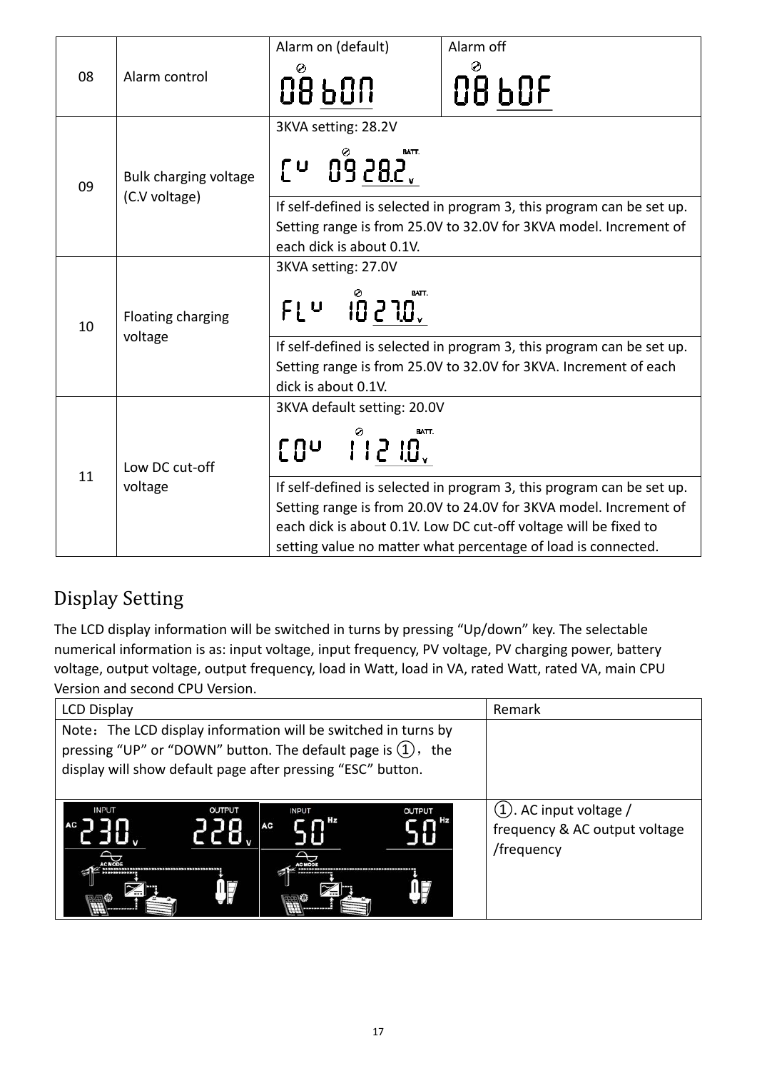| 08 | Alarm control | Alarm on (default) 08 bON | Alarm off 08 bOF |
|---|---|---|---|
| 09 | Bulk charging voltage (C.V voltage) | 3KVA setting: 28.2V CV 09 28.2V | |
| | | If self-defined is selected in program 3, this program can be set up. Setting range is from 25.0V to 32.0V for 3KVA model. Increment of each dick is about 0.1V. | |
| 10 | Floating charging voltage | 3KVA setting: 27.0V FLV 10 27.0V | |
| | | If self-defined is selected in program 3, this program can be set up. Setting range is from 25.0V to 32.0V for 3KVA. Increment of each dick is about 0.1V. | |
| 11 | Low DC cut-off voltage | 3KVA default setting: 20.0V COV 11 21.0V | |
| | | If self-defined is selected in program 3, this program can be set up. Setting range is from 20.0V to 24.0V for 3KVA model. Increment of each dick is about 0.1V. Low DC cut-off voltage will be fixed to setting value no matter what percentage of load is connected. | |

## Display Setting

The LCD display information will be switched in turns by pressing "Up/down" key. The selectable numerical information is as: input voltage, input frequency, PV voltage, PV charging power, battery voltage, output voltage, output frequency, load in Watt, load in VA, rated Watt, rated VA, main CPU Version and second CPU Version.

| LCD Display | Remark |
|---|---|
| Note：The LCD display information will be switched in turns by pressing "UP" or "DOWN" button. The default page is ①，the display will show default page after pressing "ESC" button. | |
| INPUT AC 230V OUTPUT 228V / INPUT AC 50Hz OUTPUT 50Hz | ①. AC input voltage / frequency & AC output voltage /frequency |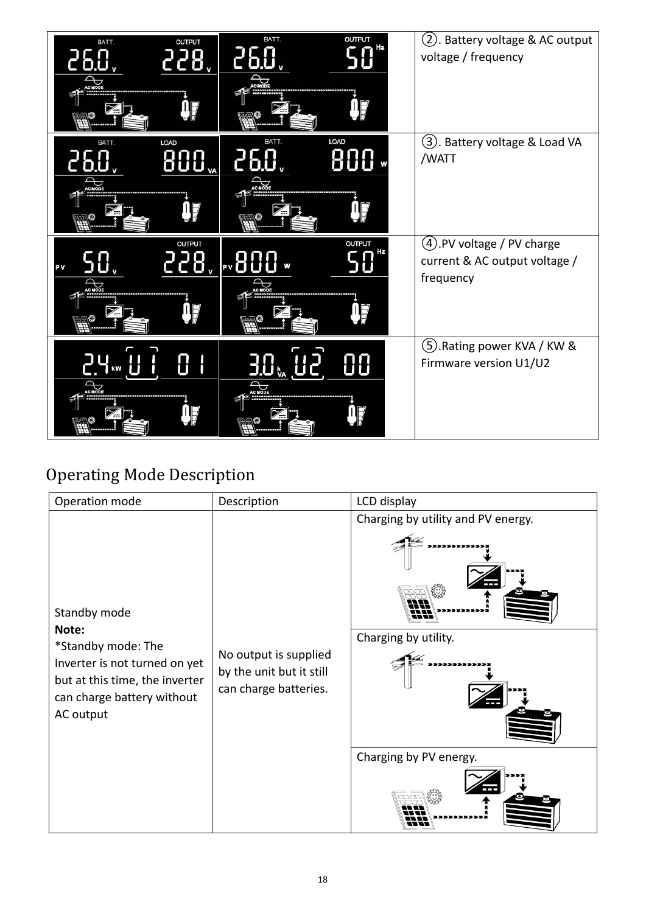| | |
|---|---|
| | ②. Battery voltage & AC output voltage / frequency |
| | ③. Battery voltage & Load VA /WATT |
| | ④.PV voltage / PV charge current & AC output voltage / frequency |
| | ⑤.Rating power KVA / KW & Firmware version U1/U2 |

## Operating Mode Description

| Operation mode | Description | LCD display |
|---|---|---|
| Standby mode<br>**Note:**<br>*Standby mode: The Inverter is not turned on yet but at this time, the inverter can charge battery without AC output | No output is supplied by the unit but it still can charge batteries. | Charging by utility and PV energy. |
| | | Charging by utility. |
| | | Charging by PV energy. |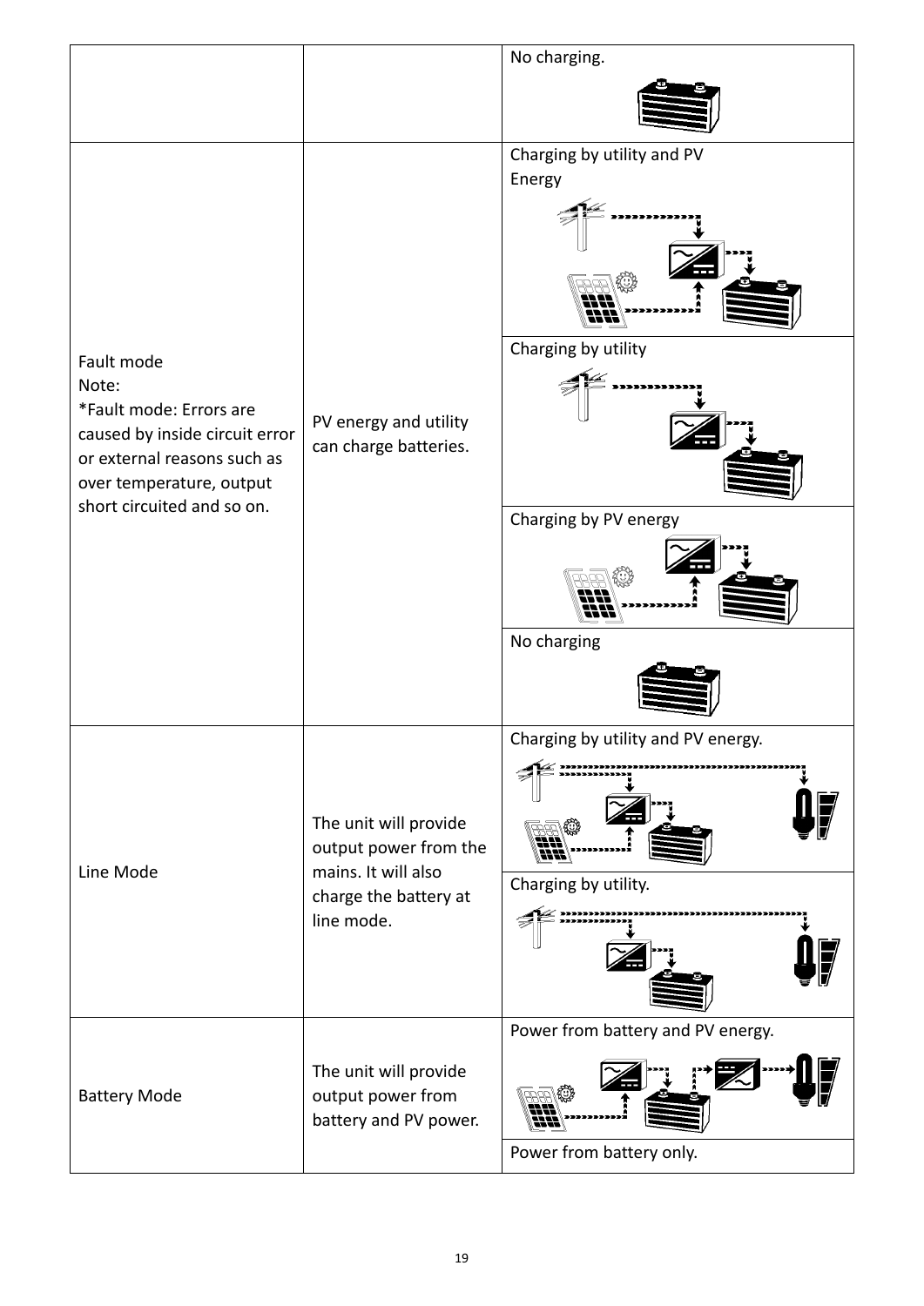| | | |
|---|---|---|
| | | No charging. |
| Fault mode<br>Note:<br>*Fault mode: Errors are caused by inside circuit error or external reasons such as over temperature, output short circuited and so on. | PV energy and utility can charge batteries. | Charging by utility and PV Energy |
| | | Charging by utility |
| | | Charging by PV energy |
| | | No charging |
| Line Mode | The unit will provide output power from the mains. It will also charge the battery at line mode. | Charging by utility and PV energy. |
| | | Charging by utility. |
| Battery Mode | The unit will provide output power from battery and PV power. | Power from battery and PV energy. |
| | | Power from battery only. |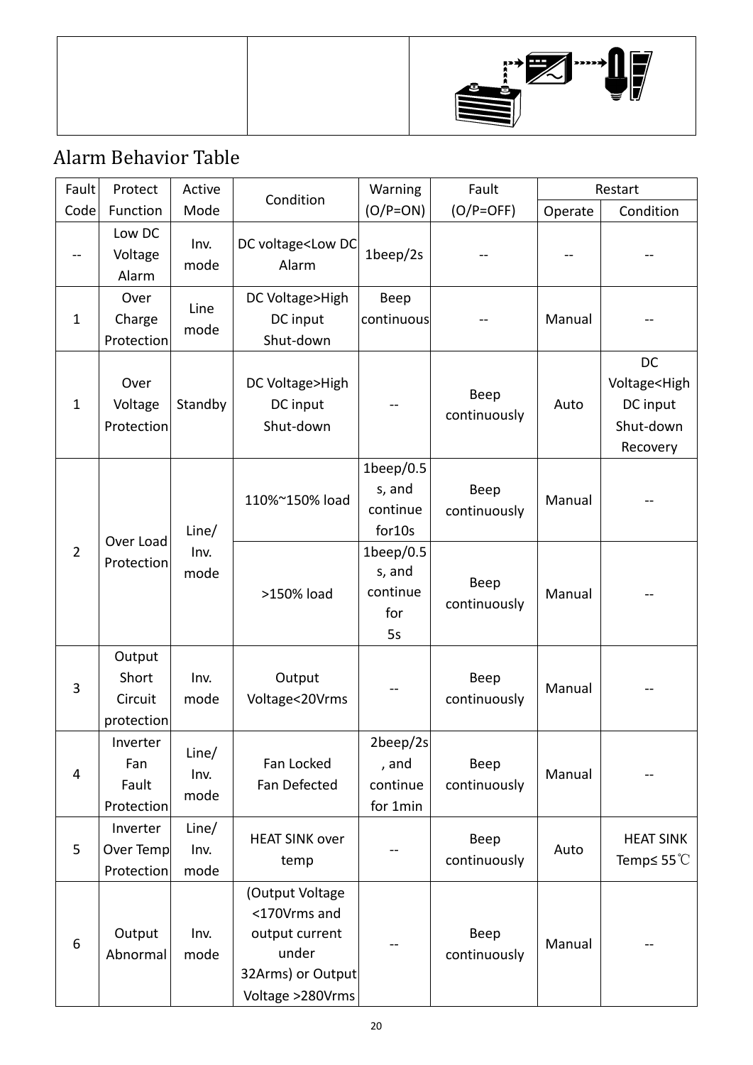| | | |
|---|---|---|
| | | |

## Alarm Behavior Table

| Fault Code | Protect Function | Active Mode | Condition | Warning (O/P=ON) | Fault (O/P=OFF) | Restart | |
|---|---|---|---|---|---|---|---|
| | | | | | | Operate | Condition |
| -- | Low DC Voltage Alarm | Inv. mode | DC voltage<Low DC Alarm | 1beep/2s | -- | -- | -- |
| 1 | Over Charge Protection | Line mode | DC Voltage>High DC input Shut-down | Beep continuous | -- | Manual | -- |
| 1 | Over Voltage Protection | Standby | DC Voltage>High DC input Shut-down | -- | Beep continuously | Auto | DC Voltage<High DC input Shut-down Recovery |
| 2 | Over Load Protection | Line/ Inv. mode | 110%~150% load | 1beep/0.5s, and continue for10s | Beep continuously | Manual | -- |
| | | | >150% load | 1beep/0.5s, and continue for 5s | Beep continuously | Manual | -- |
| 3 | Output Short Circuit protection | Inv. mode | Output Voltage<20Vrms | -- | Beep continuously | Manual | -- |
| 4 | Inverter Fan Fault Protection | Line/ Inv. mode | Fan Locked Fan Defected | 2beep/2s, and continue for 1min | Beep continuously | Manual | -- |
| 5 | Inverter Over Temp Protection | Line/ Inv. mode | HEAT SINK over temp | -- | Beep continuously | Auto | HEAT SINK Temp≤ 55℃ |
| 6 | Output Abnormal | Inv. mode | (Output Voltage <170Vrms and output current under 32Arms) or Output Voltage >280Vrms | -- | Beep continuously | Manual | -- |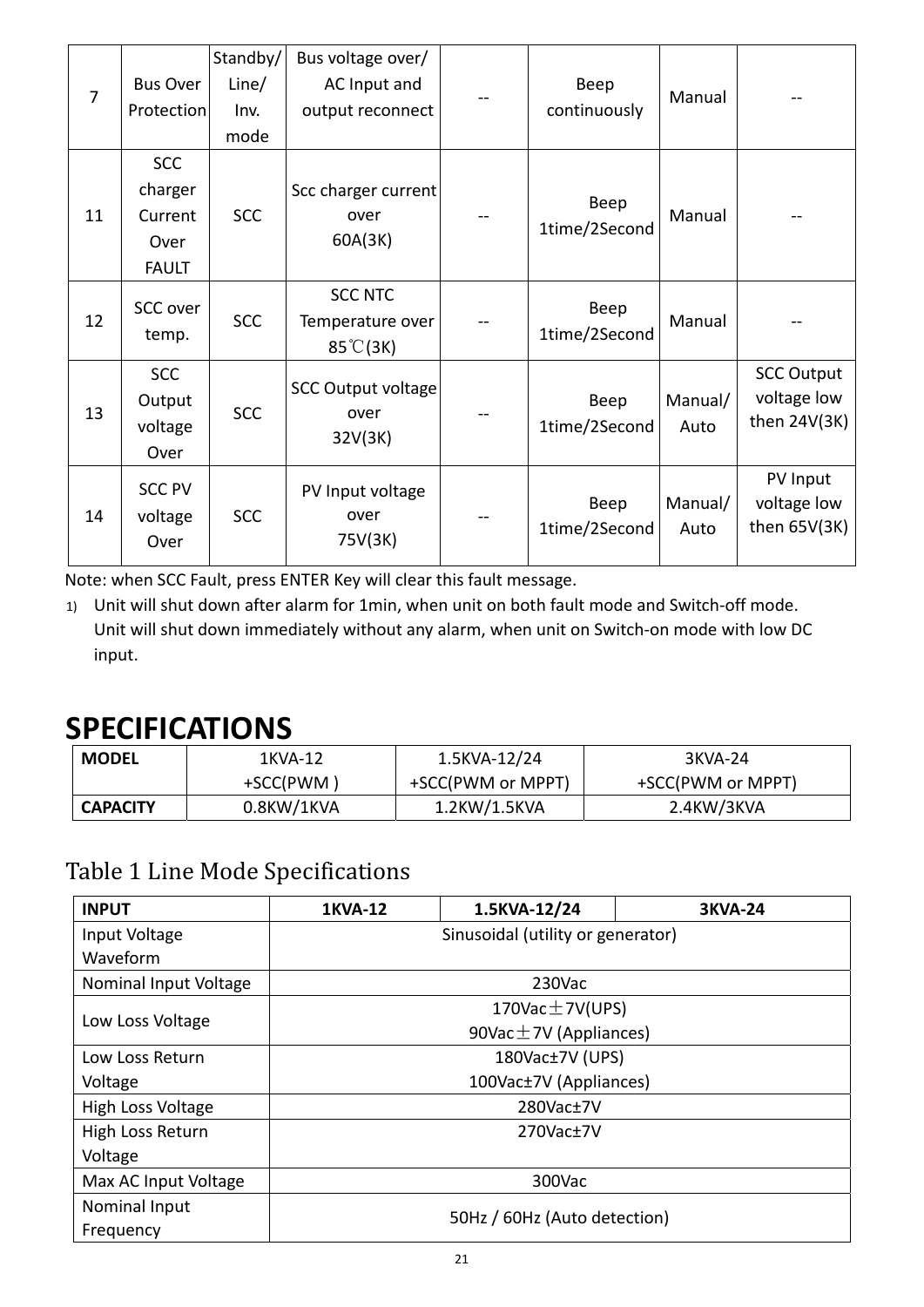| 7 | Bus Over Protection | Standby/ Line/ Inv. mode | Bus voltage over/ AC Input and output reconnect | -- | Beep continuously | Manual | -- |
|---|---|---|---|---|---|---|---|
| 11 | SCC charger Current Over FAULT | SCC | Scc charger current over 60A(3K) | -- | Beep 1time/2Second | Manual | -- |
| 12 | SCC over temp. | SCC | SCC NTC Temperature over 85℃(3K) | -- | Beep 1time/2Second | Manual | -- |
| 13 | SCC Output voltage Over | SCC | SCC Output voltage over 32V(3K) | -- | Beep 1time/2Second | Manual/ Auto | SCC Output voltage low then 24V(3K) |
| 14 | SCC PV voltage Over | SCC | PV Input voltage over 75V(3K) | -- | Beep 1time/2Second | Manual/ Auto | PV Input voltage low then 65V(3K) |

Note: when SCC Fault, press ENTER Key will clear this fault message.

1) Unit will shut down after alarm for 1min, when unit on both fault mode and Switch-off mode. Unit will shut down immediately without any alarm, when unit on Switch-on mode with low DC input.

# SPECIFICATIONS

| MODEL | 1KVA-12 +SCC(PWM ) | 1.5KVA-12/24 +SCC(PWM or MPPT) | 3KVA-24 +SCC(PWM or MPPT) |
|---|---|---|---|
| CAPACITY | 0.8KW/1KVA | 1.2KW/1.5KVA | 2.4KW/3KVA |

## Table 1 Line Mode Specifications

| INPUT | 1KVA-12 | 1.5KVA-12/24 | 3KVA-24 |
|---|---|---|---|
| Input Voltage Waveform | Sinusoidal (utility or generator) | | |
| Nominal Input Voltage | 230Vac | | |
| Low Loss Voltage | 170Vac±7V(UPS)<br>90Vac±7V (Appliances) | | |
| Low Loss Return Voltage | 180Vac±7V (UPS)<br>100Vac±7V (Appliances) | | |
| High Loss Voltage | 280Vac±7V | | |
| High Loss Return Voltage | 270Vac±7V | | |
| Max AC Input Voltage | 300Vac | | |
| Nominal Input Frequency | 50Hz / 60Hz (Auto detection) | | |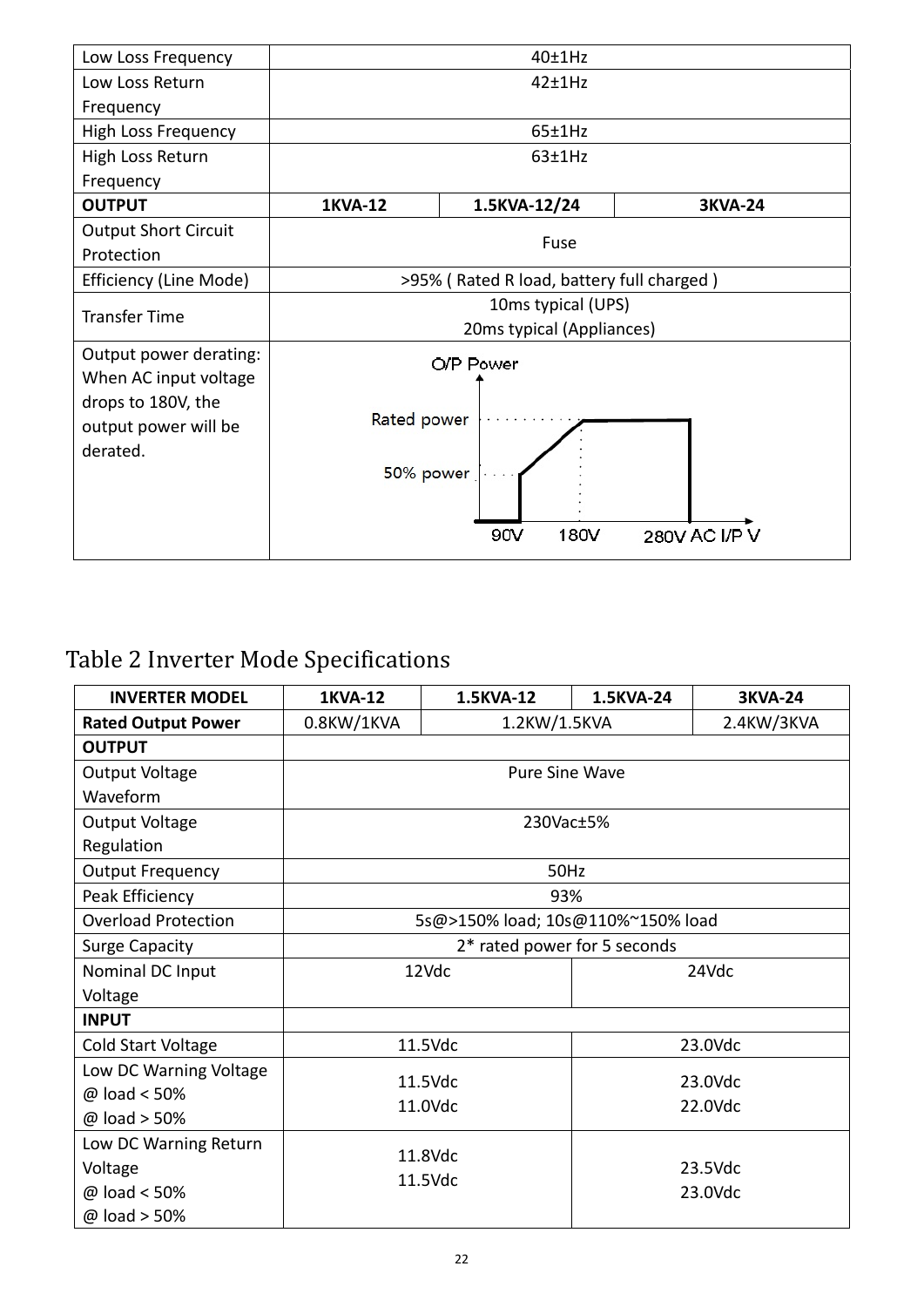| Low Loss Frequency | 40±1Hz | | |
|---|---|---|---|
| Low Loss Return Frequency | 42±1Hz | | |
| High Loss Frequency | 65±1Hz | | |
| High Loss Return Frequency | 63±1Hz | | |
| **OUTPUT** | **1KVA-12** | **1.5KVA-12/24** | **3KVA-24** |
| Output Short Circuit Protection | Fuse | | |
| Efficiency (Line Mode) | >95% ( Rated R load, battery full charged ) | | |
| Transfer Time | 10ms typical (UPS)<br>20ms typical (Appliances) | | |
| Output power derating: When AC input voltage drops to 180V, the output power will be derated. | O/P Power: Rated power, 50% power; 90V, 180V, 280V AC I/P V | | |

## Table 2 Inverter Mode Specifications

| INVERTER MODEL | 1KVA-12 | 1.5KVA-12 | 1.5KVA-24 | 3KVA-24 |
|---|---|---|---|---|
| **Rated Output Power** | 0.8KW/1KVA | 1.2KW/1.5KVA | | 2.4KW/3KVA |
| **OUTPUT** | | | | |
| Output Voltage Waveform | Pure Sine Wave | | | |
| Output Voltage Regulation | 230Vac±5% | | | |
| Output Frequency | 50Hz | | | |
| Peak Efficiency | 93% | | | |
| Overload Protection | 5s@>150% load; 10s@110%~150% load | | | |
| Surge Capacity | 2* rated power for 5 seconds | | | |
| Nominal DC Input Voltage | 12Vdc | | 24Vdc | |
| **INPUT** | | | | |
| Cold Start Voltage | 11.5Vdc | | 23.0Vdc | |
| Low DC Warning Voltage<br>@ load < 50%<br>@ load > 50% | 11.5Vdc<br>11.0Vdc | | 23.0Vdc<br>22.0Vdc | |
| Low DC Warning Return Voltage<br>@ load < 50%<br>@ load > 50% | 11.8Vdc<br>11.5Vdc | | 23.5Vdc<br>23.0Vdc | |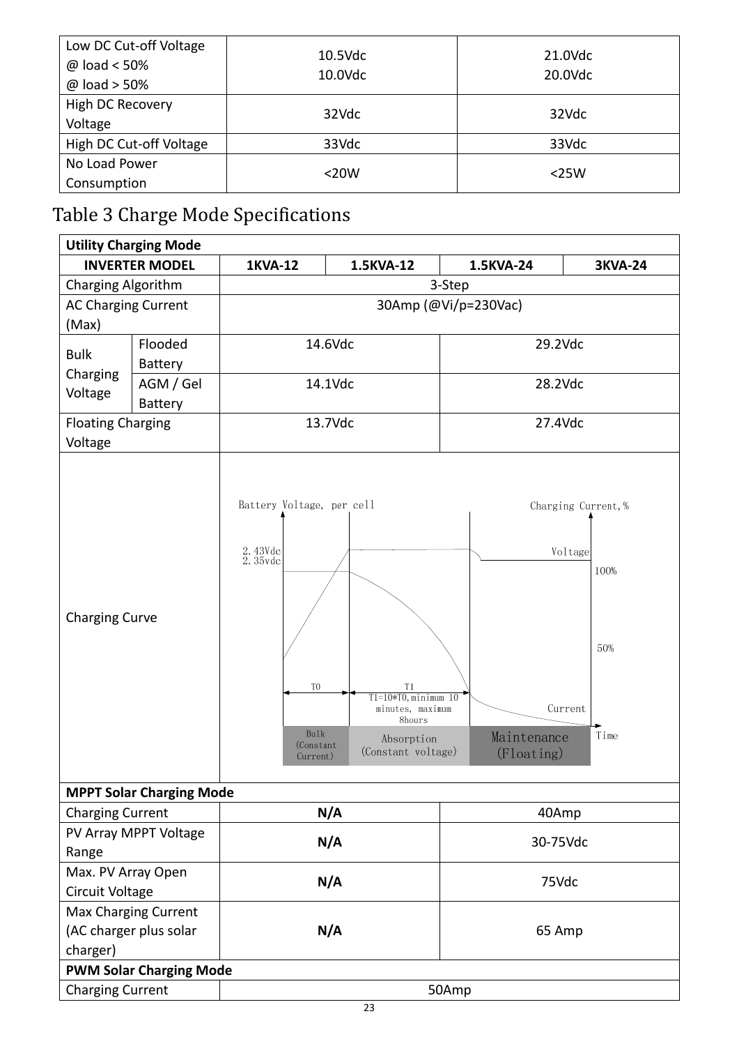| Low DC Cut-off Voltage<br>@ load < 50%<br>@ load > 50% | 10.5Vdc<br>10.0Vdc | 21.0Vdc<br>20.0Vdc |
|---|---|---|
| High DC Recovery Voltage | 32Vdc | 32Vdc |
| High DC Cut-off Voltage | 33Vdc | 33Vdc |
| No Load Power Consumption | <20W | <25W |

# Table 3 Charge Mode Specifications

| **Utility Charging Mode** | | | | | |
|---|---|---|---|---|---|
| **INVERTER MODEL** | | **1KVA-12** | **1.5KVA-12** | **1.5KVA-24** | **3KVA-24** |
| Charging Algorithm | | 3-Step | | | |
| AC Charging Current (Max) | | 30Amp (@Vi/p=230Vac) | | | |
| Bulk Charging Voltage | Flooded Battery | 14.6Vdc | | 29.2Vdc | |
| | AGM / Gel Battery | 14.1Vdc | | 28.2Vdc | |
| Floating Charging Voltage | | 13.7Vdc | | 27.4Vdc | |
| Charging Curve | | Battery Voltage, per cell; Charging Current,%; 2.43Vdc; 2.35vdc; Voltage; 100%; 50%; T0; T1; T1=10*T0, minimum 10 minutes, maximum 8hours; Current; Time; Bulk (Constant Current); Absorption (Constant voltage); Maintenance (Floating) | | | |
| **MPPT Solar Charging Mode** | | | | | |
| Charging Current | | **N/A** | | 40Amp | |
| PV Array MPPT Voltage Range | | **N/A** | | 30-75Vdc | |
| Max. PV Array Open Circuit Voltage | | **N/A** | | 75Vdc | |
| Max Charging Current (AC charger plus solar charger) | | **N/A** | | 65 Amp | |
| **PWM Solar Charging Mode** | | | | | |
| Charging Current | | 50Amp | | | |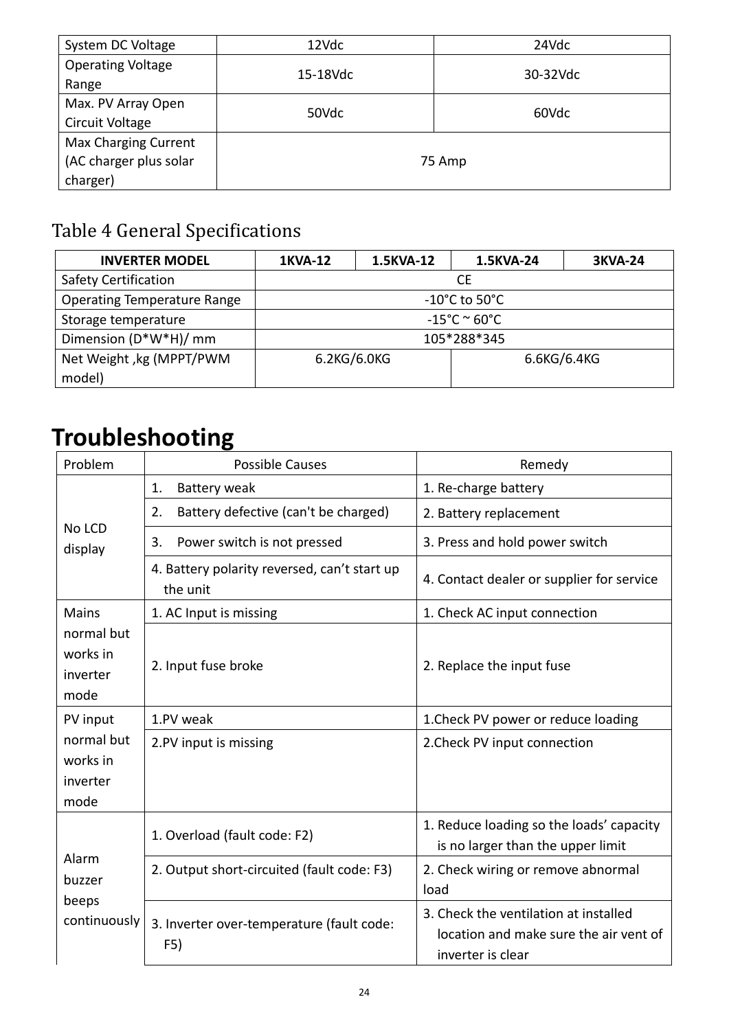| System DC Voltage | 12Vdc | 24Vdc |
|---|---|---|
| Operating Voltage Range | 15-18Vdc | 30-32Vdc |
| Max. PV Array Open Circuit Voltage | 50Vdc | 60Vdc |
| Max Charging Current (AC charger plus solar charger) | 75 Amp | |

## Table 4 General Specifications

| INVERTER MODEL | 1KVA-12 | 1.5KVA-12 | 1.5KVA-24 | 3KVA-24 |
|---|---|---|---|---|
| Safety Certification | CE | | | |
| Operating Temperature Range | -10°C to 50°C | | | |
| Storage temperature | -15°C ~ 60°C | | | |
| Dimension (D*W*H)/ mm | 105*288*345 | | | |
| Net Weight ,kg (MPPT/PWM model) | 6.2KG/6.0KG | | 6.6KG/6.4KG | |

# Troubleshooting

| Problem | Possible Causes | Remedy |
|---|---|---|
| No LCD display | 1. Battery weak | 1. Re-charge battery |
| | 2. Battery defective (can't be charged) | 2. Battery replacement |
| | 3. Power switch is not pressed | 3. Press and hold power switch |
| | 4. Battery polarity reversed, can't start up the unit | 4. Contact dealer or supplier for service |
| Mains normal but works in inverter mode | 1. AC Input is missing | 1. Check AC input connection |
| | 2. Input fuse broke | 2. Replace the input fuse |
| PV input normal but works in inverter mode | 1.PV weak | 1.Check PV power or reduce loading |
| | 2.PV input is missing | 2.Check PV input connection |
| Alarm buzzer beeps continuously | 1. Overload (fault code: F2) | 1. Reduce loading so the loads' capacity is no larger than the upper limit |
| | 2. Output short-circuited (fault code: F3) | 2. Check wiring or remove abnormal load |
| | 3. Inverter over-temperature (fault code: F5) | 3. Check the ventilation at installed location and make sure the air vent of inverter is clear |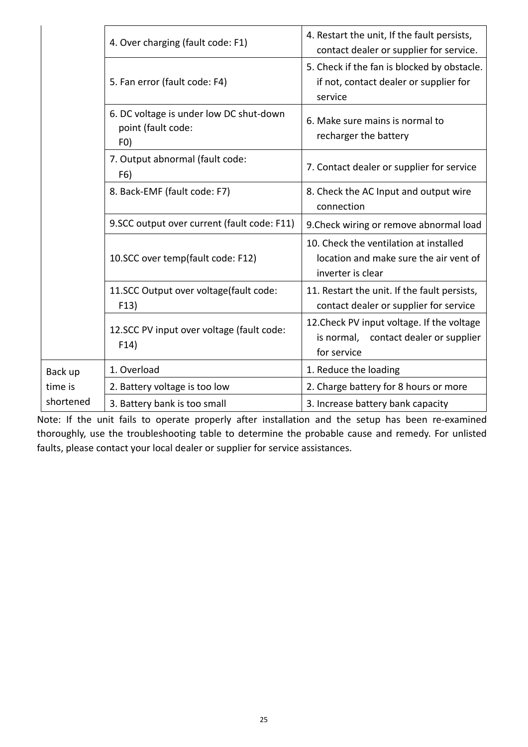| | | |
|---|---|---|
| | 4. Over charging (fault code: F1) | 4. Restart the unit, If the fault persists, contact dealer or supplier for service. |
| | 5. Fan error (fault code: F4) | 5. Check if the fan is blocked by obstacle. if not, contact dealer or supplier for service |
| | 6. DC voltage is under low DC shut-down point (fault code: F0) | 6. Make sure mains is normal to recharger the battery |
| | 7. Output abnormal (fault code: F6) | 7. Contact dealer or supplier for service |
| | 8. Back-EMF (fault code: F7) | 8. Check the AC Input and output wire connection |
| | 9.SCC output over current (fault code: F11) | 9.Check wiring or remove abnormal load |
| | 10.SCC over temp(fault code: F12) | 10. Check the ventilation at installed location and make sure the air vent of inverter is clear |
| | 11.SCC Output over voltage(fault code: F13) | 11. Restart the unit. If the fault persists, contact dealer or supplier for service |
| | 12.SCC PV input over voltage (fault code: F14) | 12.Check PV input voltage. If the voltage is normal, contact dealer or supplier for service |
| Back up time is shortened | 1. Overload | 1. Reduce the loading |
| | 2. Battery voltage is too low | 2. Charge battery for 8 hours or more |
| | 3. Battery bank is too small | 3. Increase battery bank capacity |

Note: If the unit fails to operate properly after installation and the setup has been re-examined thoroughly, use the troubleshooting table to determine the probable cause and remedy. For unlisted faults, please contact your local dealer or supplier for service assistances.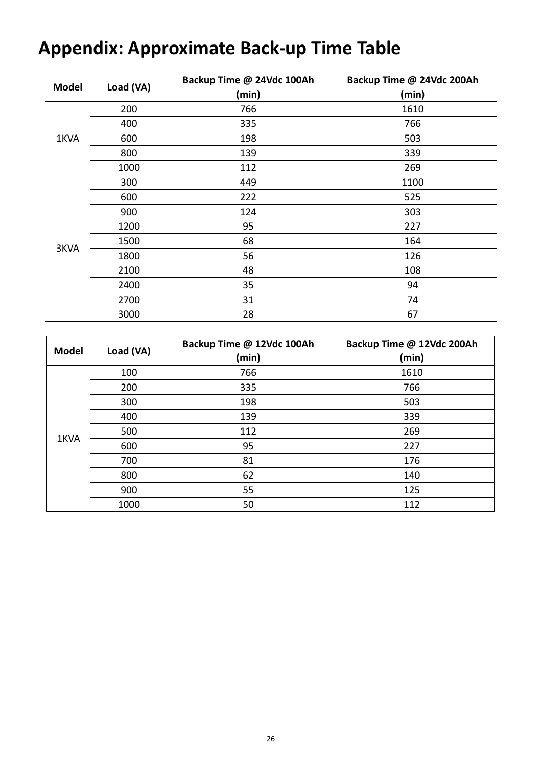# Appendix: Approximate Back-up Time Table

| Model | Load (VA) | Backup Time @ 24Vdc 100Ah (min) | Backup Time @ 24Vdc 200Ah (min) |
|---|---|---|---|
| 1KVA | 200 | 766 | 1610 |
| | 400 | 335 | 766 |
| | 600 | 198 | 503 |
| | 800 | 139 | 339 |
| | 1000 | 112 | 269 |
| 3KVA | 300 | 449 | 1100 |
| | 600 | 222 | 525 |
| | 900 | 124 | 303 |
| | 1200 | 95 | 227 |
| | 1500 | 68 | 164 |
| | 1800 | 56 | 126 |
| | 2100 | 48 | 108 |
| | 2400 | 35 | 94 |
| | 2700 | 31 | 74 |
| | 3000 | 28 | 67 |

| Model | Load (VA) | Backup Time @ 12Vdc 100Ah (min) | Backup Time @ 12Vdc 200Ah (min) |
|---|---|---|---|
| 1KVA | 100 | 766 | 1610 |
| | 200 | 335 | 766 |
| | 300 | 198 | 503 |
| | 400 | 139 | 339 |
| | 500 | 112 | 269 |
| | 600 | 95 | 227 |
| | 700 | 81 | 176 |
| | 800 | 62 | 140 |
| | 900 | 55 | 125 |
| | 1000 | 50 | 112 |